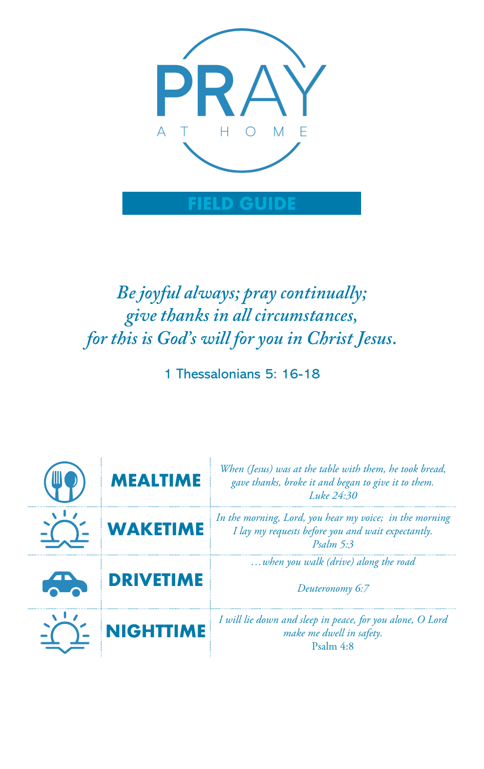# PRAY

AT HOME

## FIELD GUIDE

*Be joyful always; pray continually;*
*give thanks in all circumstances,*
*for this is God's will for you in Christ Jesus.*

1 Thessalonians 5: 16-18

| | | |
|---|---|---|
| | **MEALTIME** | *When (Jesus) was at the table with them, he took bread, gave thanks, broke it and began to give it to them.* *Luke 24:30* |
| | **WAKETIME** | *In the morning, Lord, you hear my voice; in the morning I lay my requests before you and wait expectantly.* *Psalm 5:3* |
| | **DRIVETIME** | *…when you walk (drive) along the road* *Deuteronomy 6:7* |
| | **NIGHTTIME** | *I will lie down and sleep in peace, for you alone, O Lord make me dwell in safety.* Psalm 4:8 |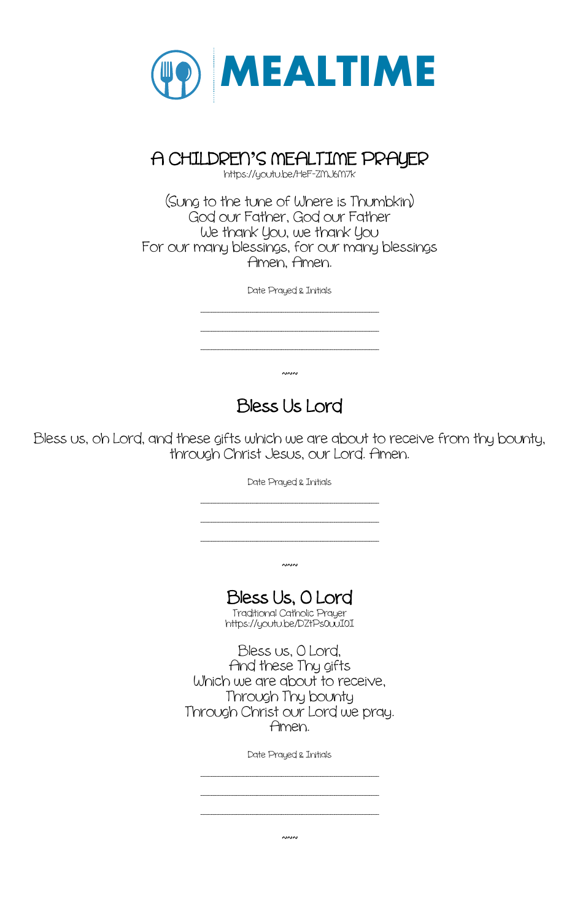# MEALTIME

## A CHILDREN'S MEALTIME PRAYER

https://youtu.be/HeF-ZMJ6M7k

(Sung to the tune of Where is Thumbkin)
God our Father, God our Father
We thank You, we thank You
For our many blessings, for our many blessings
Amen, Amen.

Date Prayed & Initials

\_\_\_\_\_\_\_\_\_\_\_\_\_\_\_\_\_\_\_\_\_\_\_\_\_\_\_\_\_\_

\_\_\_\_\_\_\_\_\_\_\_\_\_\_\_\_\_\_\_\_\_\_\_\_\_\_\_\_\_\_

\_\_\_\_\_\_\_\_\_\_\_\_\_\_\_\_\_\_\_\_\_\_\_\_\_\_\_\_\_\_

~~~

## Bless Us Lord

Bless us, oh Lord, and these gifts which we are about to receive from thy bounty, through Christ Jesus, our Lord. Amen.

Date Prayed & Initials

\_\_\_\_\_\_\_\_\_\_\_\_\_\_\_\_\_\_\_\_\_\_\_\_\_\_\_\_\_\_

\_\_\_\_\_\_\_\_\_\_\_\_\_\_\_\_\_\_\_\_\_\_\_\_\_\_\_\_\_\_

\_\_\_\_\_\_\_\_\_\_\_\_\_\_\_\_\_\_\_\_\_\_\_\_\_\_\_\_\_\_

~~~

## Bless Us, O Lord

Traditional Catholic Prayer
https://youtu.be/DZtPs0uuI0I

Bless us, O Lord,
And these Thy gifts
Which we are about to receive,
Through Thy bounty
Through Christ our Lord we pray.
Amen.

Date Prayed & Initials

\_\_\_\_\_\_\_\_\_\_\_\_\_\_\_\_\_\_\_\_\_\_\_\_\_\_\_\_\_\_

\_\_\_\_\_\_\_\_\_\_\_\_\_\_\_\_\_\_\_\_\_\_\_\_\_\_\_\_\_\_

\_\_\_\_\_\_\_\_\_\_\_\_\_\_\_\_\_\_\_\_\_\_\_\_\_\_\_\_\_\_

~~~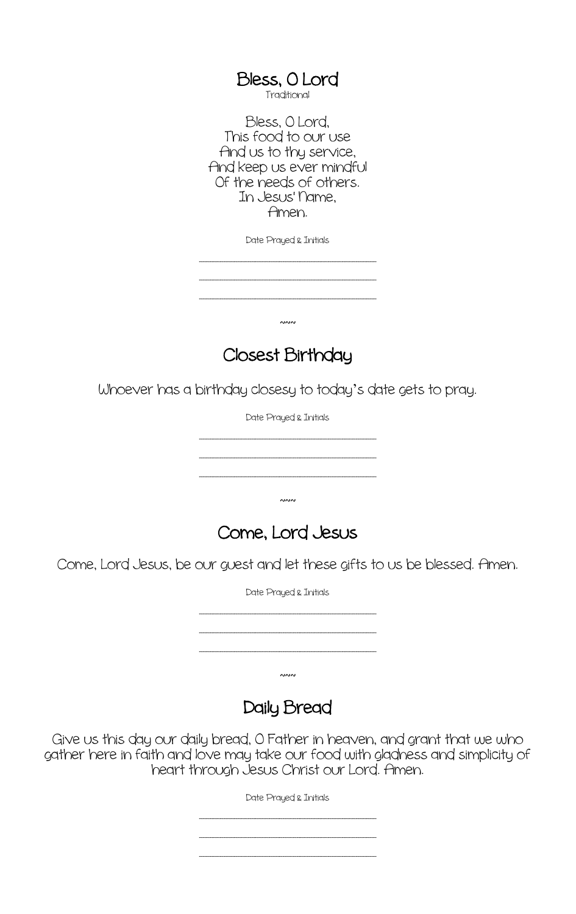## Bless, O Lord

Traditional

Bless, O Lord,
This food to our use
And us to thy service,
And keep us ever mindful
Of the needs of others.
In Jesus' Name,
Amen.

Date Prayed & Initials

\_\_\_\_\_\_\_\_\_\_\_\_\_\_\_\_\_\_\_\_\_\_\_\_\_\_\_\_\_\_\_\_\_\_\_\_\_\_\_\_

\_\_\_\_\_\_\_\_\_\_\_\_\_\_\_\_\_\_\_\_\_\_\_\_\_\_\_\_\_\_\_\_\_\_\_\_\_\_\_\_

\_\_\_\_\_\_\_\_\_\_\_\_\_\_\_\_\_\_\_\_\_\_\_\_\_\_\_\_\_\_\_\_\_\_\_\_\_\_\_\_

~~~

## Closest Birthday

Whoever has a birthday closesy to today's date gets to pray.

Date Prayed & Initials

\_\_\_\_\_\_\_\_\_\_\_\_\_\_\_\_\_\_\_\_\_\_\_\_\_\_\_\_\_\_\_\_\_\_\_\_\_\_\_\_

\_\_\_\_\_\_\_\_\_\_\_\_\_\_\_\_\_\_\_\_\_\_\_\_\_\_\_\_\_\_\_\_\_\_\_\_\_\_\_\_

\_\_\_\_\_\_\_\_\_\_\_\_\_\_\_\_\_\_\_\_\_\_\_\_\_\_\_\_\_\_\_\_\_\_\_\_\_\_\_\_

~~~

## Come, Lord Jesus

Come, Lord Jesus, be our guest and let these gifts to us be blessed. Amen.

Date Prayed & Initials

\_\_\_\_\_\_\_\_\_\_\_\_\_\_\_\_\_\_\_\_\_\_\_\_\_\_\_\_\_\_\_\_\_\_\_\_\_\_\_\_

\_\_\_\_\_\_\_\_\_\_\_\_\_\_\_\_\_\_\_\_\_\_\_\_\_\_\_\_\_\_\_\_\_\_\_\_\_\_\_\_

\_\_\_\_\_\_\_\_\_\_\_\_\_\_\_\_\_\_\_\_\_\_\_\_\_\_\_\_\_\_\_\_\_\_\_\_\_\_\_\_

~~~

## Daily Bread

Give us this day our daily bread, O Father in heaven, and grant that we who gather here in faith and love may take our food with gladness and simplicity of heart through Jesus Christ our Lord. Amen.

Date Prayed & Initials

\_\_\_\_\_\_\_\_\_\_\_\_\_\_\_\_\_\_\_\_\_\_\_\_\_\_\_\_\_\_\_\_\_\_\_\_\_\_\_\_

\_\_\_\_\_\_\_\_\_\_\_\_\_\_\_\_\_\_\_\_\_\_\_\_\_\_\_\_\_\_\_\_\_\_\_\_\_\_\_\_

\_\_\_\_\_\_\_\_\_\_\_\_\_\_\_\_\_\_\_\_\_\_\_\_\_\_\_\_\_\_\_\_\_\_\_\_\_\_\_\_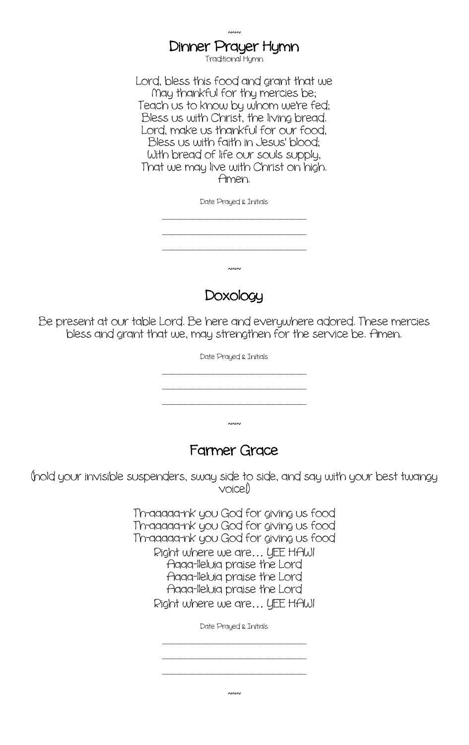~~~

## Dinner Prayer Hymn

Traditional Hymn

Lord, bless this food and grant that we
May thankful for thy mercies be;
Teach us to know by whom we're fed;
Bless us with Christ, the living bread.
Lord, make us thankful for our food,
Bless us with faith in Jesus' blood;
With bread of life our souls supply,
That we may live with Christ on high.
Amen.

Date Prayed & Initials

\_\_\_\_\_\_\_\_\_\_\_\_\_\_\_\_\_\_\_\_\_\_\_\_\_\_\_\_\_\_

\_\_\_\_\_\_\_\_\_\_\_\_\_\_\_\_\_\_\_\_\_\_\_\_\_\_\_\_\_\_

\_\_\_\_\_\_\_\_\_\_\_\_\_\_\_\_\_\_\_\_\_\_\_\_\_\_\_\_\_\_

~~~

## Doxology

Be present at our table Lord. Be here and everywhere adored. These mercies bless and grant that we, may strengthen for the service be. Amen.

Date Prayed & Initials

\_\_\_\_\_\_\_\_\_\_\_\_\_\_\_\_\_\_\_\_\_\_\_\_\_\_\_\_\_\_

\_\_\_\_\_\_\_\_\_\_\_\_\_\_\_\_\_\_\_\_\_\_\_\_\_\_\_\_\_\_

\_\_\_\_\_\_\_\_\_\_\_\_\_\_\_\_\_\_\_\_\_\_\_\_\_\_\_\_\_\_

~~~

## Farmer Grace

(hold your invisible suspenders, sway side to side, and say with your best twangy voice!)

Th-aaaaa-nk you God for giving us food
Th-aaaaa-nk you God for giving us food
Th-aaaaa-nk you God for giving us food
Right where we are… YEE HAW!
Aaaa-lleluia praise the Lord
Aaaa-lleluia praise the Lord
Aaaa-lleluia praise the Lord
Right where we are… YEE HAW!

Date Prayed & Initials

\_\_\_\_\_\_\_\_\_\_\_\_\_\_\_\_\_\_\_\_\_\_\_\_\_\_\_\_\_\_

\_\_\_\_\_\_\_\_\_\_\_\_\_\_\_\_\_\_\_\_\_\_\_\_\_\_\_\_\_\_

\_\_\_\_\_\_\_\_\_\_\_\_\_\_\_\_\_\_\_\_\_\_\_\_\_\_\_\_\_\_

~~~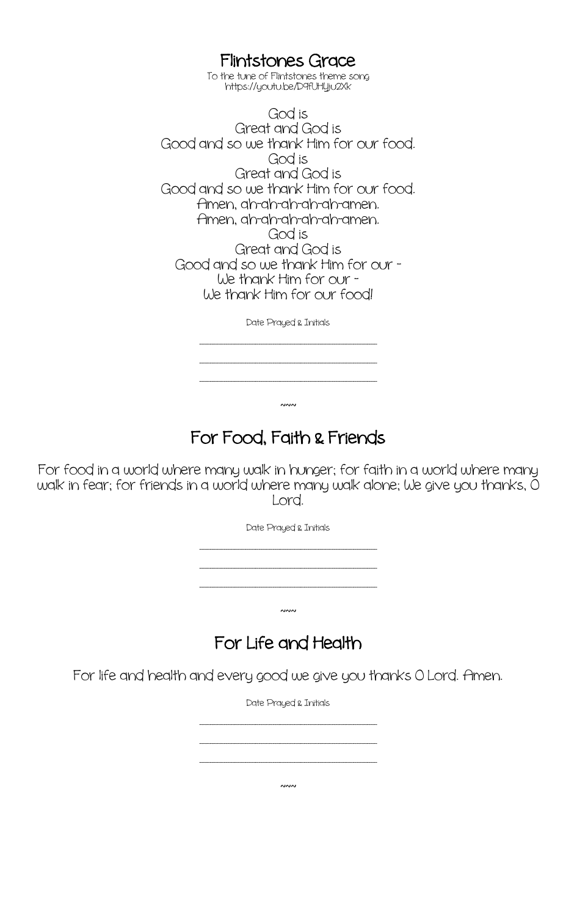## Flintstones Grace

To the tune of Flintstones theme song
https://youtu.be/D9fUHYju2Xk

God is
Great and God is
Good and so we thank Him for our food.
God is
Great and God is
Good and so we thank Him for our food.
Amen, ah-ah-ah-ah-ah-amen.
Amen, ah-ah-ah-ah-ah-amen.
God is
Great and God is
Good and so we thank Him for our -
We thank Him for our -
We thank Him for our food!

Date Prayed & Initials

\_\_\_\_\_\_\_\_\_\_\_\_\_\_\_\_\_\_\_\_\_\_\_\_\_\_\_\_\_\_

\_\_\_\_\_\_\_\_\_\_\_\_\_\_\_\_\_\_\_\_\_\_\_\_\_\_\_\_\_\_

\_\_\_\_\_\_\_\_\_\_\_\_\_\_\_\_\_\_\_\_\_\_\_\_\_\_\_\_\_\_

~~~

## For Food, Faith & Friends

For food in a world where many walk in hunger; for faith in a world where many walk in fear; for friends in a world where many walk alone; We give you thanks, O Lord.

Date Prayed & Initials

\_\_\_\_\_\_\_\_\_\_\_\_\_\_\_\_\_\_\_\_\_\_\_\_\_\_\_\_\_\_

\_\_\_\_\_\_\_\_\_\_\_\_\_\_\_\_\_\_\_\_\_\_\_\_\_\_\_\_\_\_

\_\_\_\_\_\_\_\_\_\_\_\_\_\_\_\_\_\_\_\_\_\_\_\_\_\_\_\_\_\_

~~~

## For Life and Health

For life and health and every good we give you thanks O Lord. Amen.

Date Prayed & Initials

\_\_\_\_\_\_\_\_\_\_\_\_\_\_\_\_\_\_\_\_\_\_\_\_\_\_\_\_\_\_

\_\_\_\_\_\_\_\_\_\_\_\_\_\_\_\_\_\_\_\_\_\_\_\_\_\_\_\_\_\_

\_\_\_\_\_\_\_\_\_\_\_\_\_\_\_\_\_\_\_\_\_\_\_\_\_\_\_\_\_\_

~~~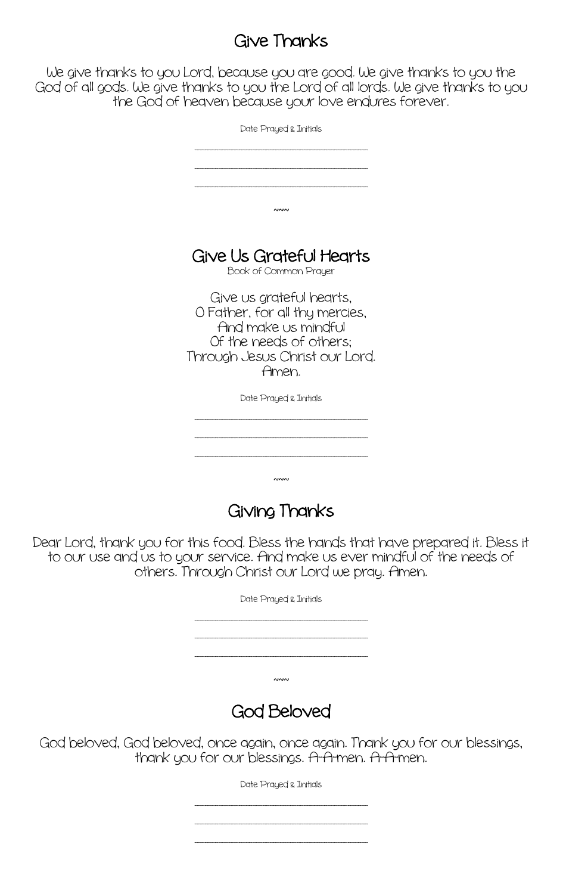## Give Thanks

We give thanks to you Lord, because you are good. We give thanks to you the God of all gods. We give thanks to you the Lord of all lords. We give thanks to you the God of heaven because your love endures forever.

Date Prayed & Initials

\_\_\_\_\_\_\_\_\_\_\_\_\_\_\_\_\_\_\_\_\_\_\_\_\_\_\_\_\_\_\_\_

\_\_\_\_\_\_\_\_\_\_\_\_\_\_\_\_\_\_\_\_\_\_\_\_\_\_\_\_\_\_\_\_

\_\_\_\_\_\_\_\_\_\_\_\_\_\_\_\_\_\_\_\_\_\_\_\_\_\_\_\_\_\_\_\_

~~~

## Give Us Grateful Hearts

Book of Common Prayer

Give us grateful hearts,  
O Father, for all thy mercies,  
And make us mindful  
Of the needs of others;  
Through Jesus Christ our Lord.  
Amen.

Date Prayed & Initials

\_\_\_\_\_\_\_\_\_\_\_\_\_\_\_\_\_\_\_\_\_\_\_\_\_\_\_\_\_\_\_\_

\_\_\_\_\_\_\_\_\_\_\_\_\_\_\_\_\_\_\_\_\_\_\_\_\_\_\_\_\_\_\_\_

\_\_\_\_\_\_\_\_\_\_\_\_\_\_\_\_\_\_\_\_\_\_\_\_\_\_\_\_\_\_\_\_

~~~

## Giving Thanks

Dear Lord, thank you for this food. Bless the hands that have prepared it. Bless it to our use and us to your service. And make us ever mindful of the needs of others. Through Christ our Lord we pray. Amen.

Date Prayed & Initials

\_\_\_\_\_\_\_\_\_\_\_\_\_\_\_\_\_\_\_\_\_\_\_\_\_\_\_\_\_\_\_\_

\_\_\_\_\_\_\_\_\_\_\_\_\_\_\_\_\_\_\_\_\_\_\_\_\_\_\_\_\_\_\_\_

\_\_\_\_\_\_\_\_\_\_\_\_\_\_\_\_\_\_\_\_\_\_\_\_\_\_\_\_\_\_\_\_

~~~

## God Beloved

God beloved, God beloved, once again, once again. Thank you for our blessings, thank you for our blessings. A-A-men. A-A-men.

Date Prayed & Initials

\_\_\_\_\_\_\_\_\_\_\_\_\_\_\_\_\_\_\_\_\_\_\_\_\_\_\_\_\_\_\_\_

\_\_\_\_\_\_\_\_\_\_\_\_\_\_\_\_\_\_\_\_\_\_\_\_\_\_\_\_\_\_\_\_

\_\_\_\_\_\_\_\_\_\_\_\_\_\_\_\_\_\_\_\_\_\_\_\_\_\_\_\_\_\_\_\_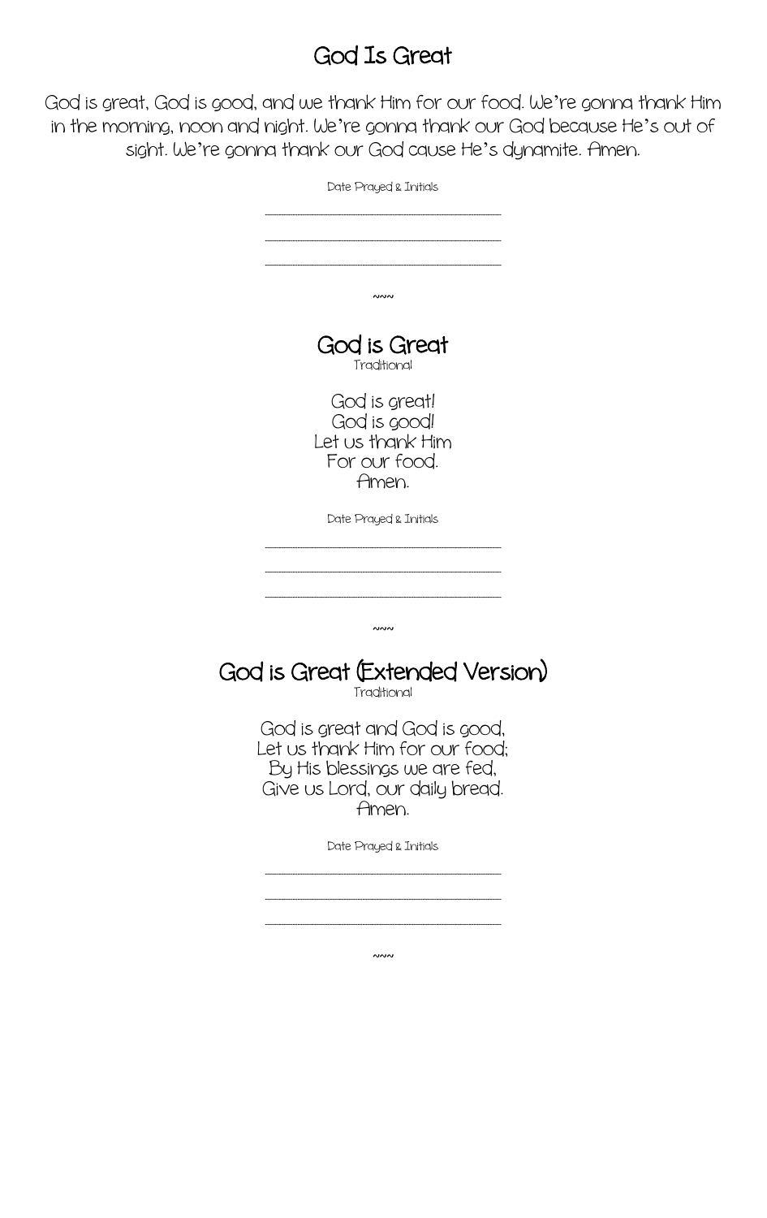## God Is Great

God is great, God is good, and we thank Him for our food. We're gonna thank Him in the morning, noon and night. We're gonna thank our God because He's out of sight. We're gonna thank our God cause He's dynamite. Amen.

Date Prayed & Initials

\_\_\_\_\_\_\_\_\_\_\_\_\_\_\_\_\_\_\_\_\_\_\_\_\_\_\_\_\_\_\_\_\_\_\_\_\_\_\_\_

\_\_\_\_\_\_\_\_\_\_\_\_\_\_\_\_\_\_\_\_\_\_\_\_\_\_\_\_\_\_\_\_\_\_\_\_\_\_\_\_

\_\_\_\_\_\_\_\_\_\_\_\_\_\_\_\_\_\_\_\_\_\_\_\_\_\_\_\_\_\_\_\_\_\_\_\_\_\_\_\_

~~~

## God is Great

Traditional

God is great!
God is good!
Let us thank Him
For our food.
Amen.

Date Prayed & Initials

\_\_\_\_\_\_\_\_\_\_\_\_\_\_\_\_\_\_\_\_\_\_\_\_\_\_\_\_\_\_\_\_\_\_\_\_\_\_\_\_

\_\_\_\_\_\_\_\_\_\_\_\_\_\_\_\_\_\_\_\_\_\_\_\_\_\_\_\_\_\_\_\_\_\_\_\_\_\_\_\_

\_\_\_\_\_\_\_\_\_\_\_\_\_\_\_\_\_\_\_\_\_\_\_\_\_\_\_\_\_\_\_\_\_\_\_\_\_\_\_\_

~~~

## God is Great (Extended Version)

Traditional

God is great and God is good,
Let us thank Him for our food;
By His blessings we are fed,
Give us Lord, our daily bread.
Amen.

Date Prayed & Initials

\_\_\_\_\_\_\_\_\_\_\_\_\_\_\_\_\_\_\_\_\_\_\_\_\_\_\_\_\_\_\_\_\_\_\_\_\_\_\_\_

\_\_\_\_\_\_\_\_\_\_\_\_\_\_\_\_\_\_\_\_\_\_\_\_\_\_\_\_\_\_\_\_\_\_\_\_\_\_\_\_

\_\_\_\_\_\_\_\_\_\_\_\_\_\_\_\_\_\_\_\_\_\_\_\_\_\_\_\_\_\_\_\_\_\_\_\_\_\_\_\_

~~~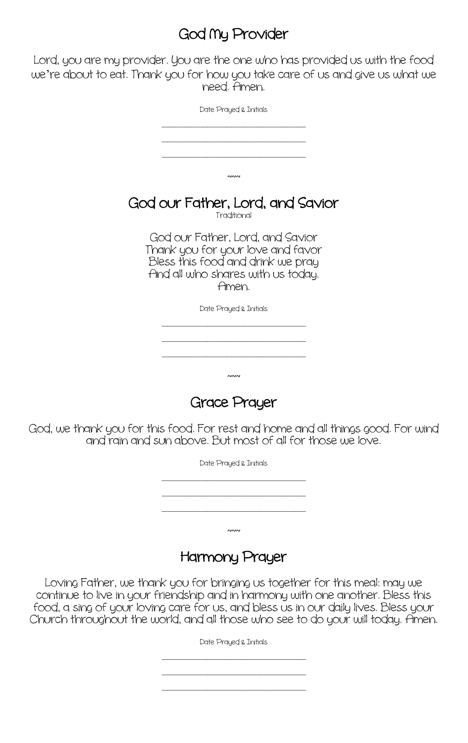## God My Provider

Lord, you are my provider. You are the one who has provided us with the food we're about to eat. Thank you for how you take care of us and give us what we need. Amen.

Date Prayed & Initials

\_\_\_\_\_\_\_\_\_\_\_\_\_\_\_\_\_\_\_\_\_\_\_\_\_\_\_\_\_\_

\_\_\_\_\_\_\_\_\_\_\_\_\_\_\_\_\_\_\_\_\_\_\_\_\_\_\_\_\_\_

\_\_\_\_\_\_\_\_\_\_\_\_\_\_\_\_\_\_\_\_\_\_\_\_\_\_\_\_\_\_

~~~

## God our Father, Lord, and Savior

Traditional

God our Father, Lord, and Savior
Thank you for your love and favor
Bless this food and drink we pray
And all who shares with us today.
Amen.

Date Prayed & Initials

\_\_\_\_\_\_\_\_\_\_\_\_\_\_\_\_\_\_\_\_\_\_\_\_\_\_\_\_\_\_

\_\_\_\_\_\_\_\_\_\_\_\_\_\_\_\_\_\_\_\_\_\_\_\_\_\_\_\_\_\_

\_\_\_\_\_\_\_\_\_\_\_\_\_\_\_\_\_\_\_\_\_\_\_\_\_\_\_\_\_\_

~~~

## Grace Prayer

God, we thank you for this food. For rest and home and all things good. For wind and rain and sun above. But most of all for those we love.

Date Prayed & Initials

\_\_\_\_\_\_\_\_\_\_\_\_\_\_\_\_\_\_\_\_\_\_\_\_\_\_\_\_\_\_

\_\_\_\_\_\_\_\_\_\_\_\_\_\_\_\_\_\_\_\_\_\_\_\_\_\_\_\_\_\_

\_\_\_\_\_\_\_\_\_\_\_\_\_\_\_\_\_\_\_\_\_\_\_\_\_\_\_\_\_\_

~~~

## Harmony Prayer

Loving Father, we thank you for bringing us together for this meal: may we continue to live in your friendship and in harmony with one another. Bless this food, a sing of your loving care for us, and bless us in our daily lives. Bless your Church throughout the world, and all those who see to do your will today. Amen.

Date Prayed & Initials

\_\_\_\_\_\_\_\_\_\_\_\_\_\_\_\_\_\_\_\_\_\_\_\_\_\_\_\_\_\_

\_\_\_\_\_\_\_\_\_\_\_\_\_\_\_\_\_\_\_\_\_\_\_\_\_\_\_\_\_\_

\_\_\_\_\_\_\_\_\_\_\_\_\_\_\_\_\_\_\_\_\_\_\_\_\_\_\_\_\_\_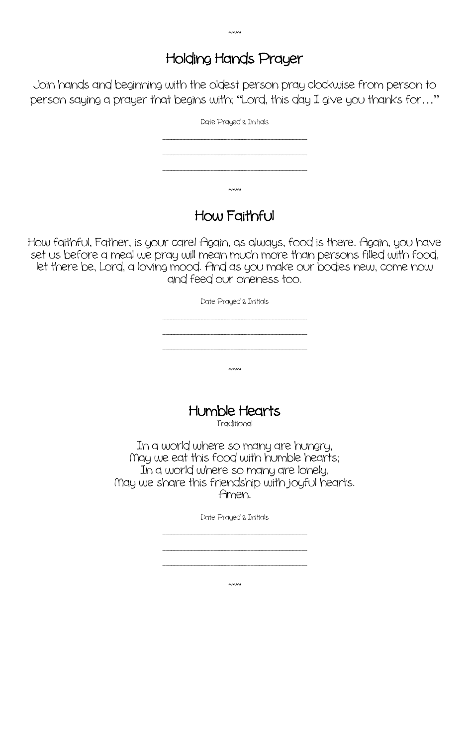~~~

## Holding Hands Prayer

Join hands and beginning with the oldest person pray clockwise from person to person saying a prayer that begins with; "Lord, this day I give you thanks for…"

Date Prayed & Initials

\_\_\_\_\_\_\_\_\_\_\_\_\_\_\_\_\_\_\_\_\_\_\_\_\_\_\_\_\_\_

\_\_\_\_\_\_\_\_\_\_\_\_\_\_\_\_\_\_\_\_\_\_\_\_\_\_\_\_\_\_

\_\_\_\_\_\_\_\_\_\_\_\_\_\_\_\_\_\_\_\_\_\_\_\_\_\_\_\_\_\_

~~~

## How Faithful

How faithful, Father, is your care! Again, as always, food is there. Again, you have set us before a meal we pray will mean much more than persons filled with food, let there be, Lord, a loving mood. And as you make our bodies new, come now and feed our oneness too.

Date Prayed & Initials

\_\_\_\_\_\_\_\_\_\_\_\_\_\_\_\_\_\_\_\_\_\_\_\_\_\_\_\_\_\_

\_\_\_\_\_\_\_\_\_\_\_\_\_\_\_\_\_\_\_\_\_\_\_\_\_\_\_\_\_\_

\_\_\_\_\_\_\_\_\_\_\_\_\_\_\_\_\_\_\_\_\_\_\_\_\_\_\_\_\_\_

~~~

## Humble Hearts

Traditional

In a world where so many are hungry,
May we eat this food with humble hearts;
In a world where so many are lonely,
May we share this friendship with joyful hearts.
Amen.

Date Prayed & Initials

\_\_\_\_\_\_\_\_\_\_\_\_\_\_\_\_\_\_\_\_\_\_\_\_\_\_\_\_\_\_

\_\_\_\_\_\_\_\_\_\_\_\_\_\_\_\_\_\_\_\_\_\_\_\_\_\_\_\_\_\_

\_\_\_\_\_\_\_\_\_\_\_\_\_\_\_\_\_\_\_\_\_\_\_\_\_\_\_\_\_\_

~~~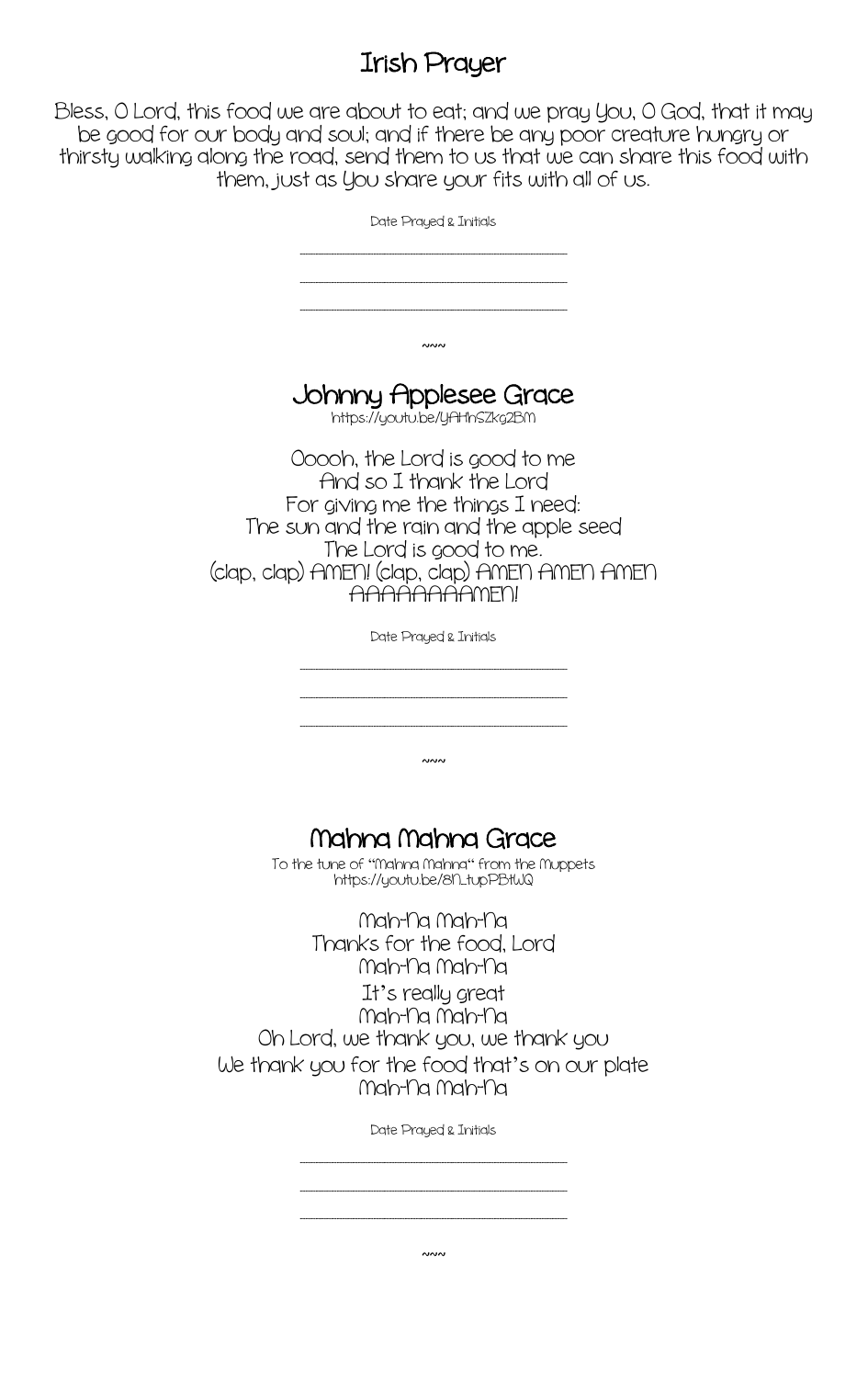# Irish Prayer

Bless, O Lord, this food we are about to eat; and we pray You, O God, that it may be good for our body and soul; and if there be any poor creature hungry or thirsty walking along the road, send them to us that we can share this food with them, just as You share your fits with all of us.

Date Prayed & Initials

\_\_\_\_\_\_\_\_\_\_\_\_\_\_\_\_\_\_\_\_\_\_\_\_\_\_\_\_\_\_

\_\_\_\_\_\_\_\_\_\_\_\_\_\_\_\_\_\_\_\_\_\_\_\_\_\_\_\_\_\_

\_\_\_\_\_\_\_\_\_\_\_\_\_\_\_\_\_\_\_\_\_\_\_\_\_\_\_\_\_\_

~~~

# Johnny Applesee Grace

https://youtu.be/YAHhSZkg2BM

Ooooh, the Lord is good to me
And so I thank the Lord
For giving me the things I need:
The sun and the rain and the apple seed
The Lord is good to me.
(clap, clap) AMEN! (clap, clap) AMEN AMEN AMEN
AAAAAAAAMEN!

Date Prayed & Initials

\_\_\_\_\_\_\_\_\_\_\_\_\_\_\_\_\_\_\_\_\_\_\_\_\_\_\_\_\_\_

\_\_\_\_\_\_\_\_\_\_\_\_\_\_\_\_\_\_\_\_\_\_\_\_\_\_\_\_\_\_

\_\_\_\_\_\_\_\_\_\_\_\_\_\_\_\_\_\_\_\_\_\_\_\_\_\_\_\_\_\_

~~~

# Mahna Mahna Grace

To the tune of "Mahna Mahna" from the Muppets
https://youtu.be/8N_tupPBtWQ

Mah-Na Mah-Na
Thanks for the food, Lord
Mah-Na Mah-Na
It's really great
Mah-Na Mah-Na
Oh Lord, we thank you, we thank you
We thank you for the food that's on our plate
Mah-Na Mah-Na

Date Prayed & Initials

\_\_\_\_\_\_\_\_\_\_\_\_\_\_\_\_\_\_\_\_\_\_\_\_\_\_\_\_\_\_

\_\_\_\_\_\_\_\_\_\_\_\_\_\_\_\_\_\_\_\_\_\_\_\_\_\_\_\_\_\_

\_\_\_\_\_\_\_\_\_\_\_\_\_\_\_\_\_\_\_\_\_\_\_\_\_\_\_\_\_\_

~~~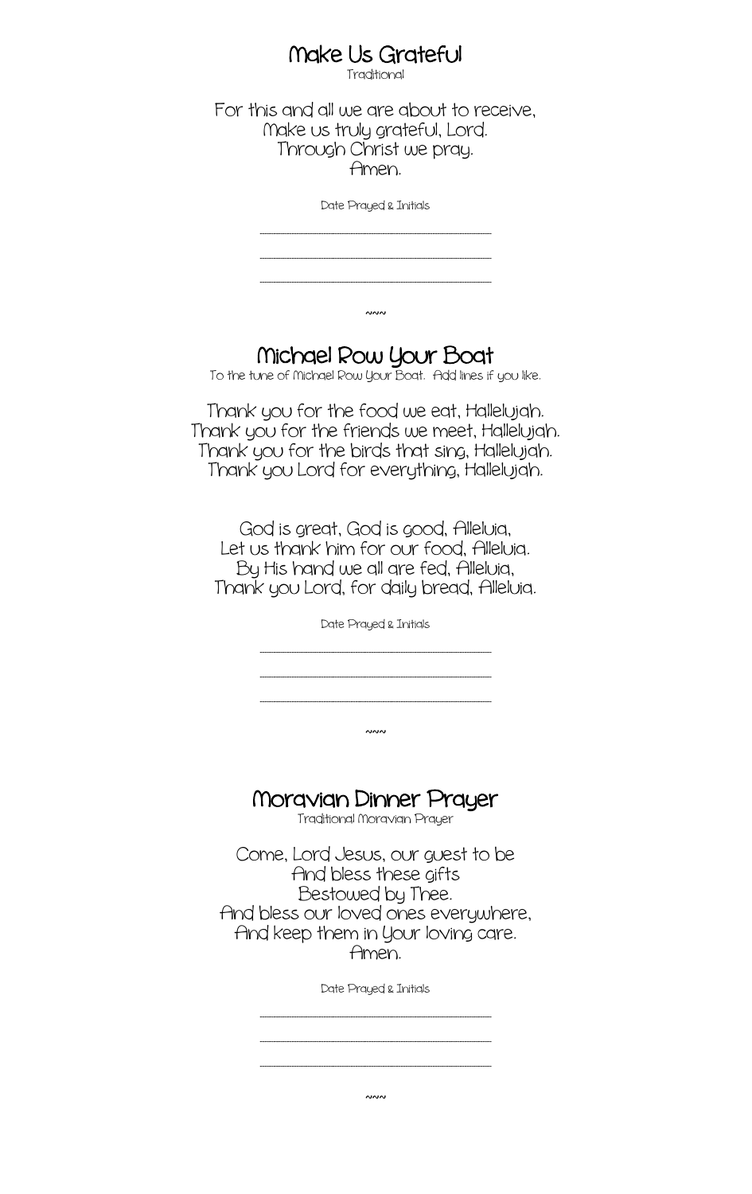## Make Us Grateful

Traditional

For this and all we are about to receive,
Make us truly grateful, Lord.
Through Christ we pray.
Amen.

Date Prayed & Initials

\_\_\_\_\_\_\_\_\_\_\_\_\_\_\_\_\_\_\_\_\_\_\_\_\_\_\_\_\_\_

\_\_\_\_\_\_\_\_\_\_\_\_\_\_\_\_\_\_\_\_\_\_\_\_\_\_\_\_\_\_

\_\_\_\_\_\_\_\_\_\_\_\_\_\_\_\_\_\_\_\_\_\_\_\_\_\_\_\_\_\_

~~~

## Michael Row Your Boat

To the tune of Michael Row Your Boat. Add lines if you like.

Thank you for the food we eat, Hallelujah.
Thank you for the friends we meet, Hallelujah.
Thank you for the birds that sing, Hallelujah.
Thank you Lord for everything, Hallelujah.

God is great, God is good, Alleluia,
Let us thank him for our food, Alleluia.
By His hand we all are fed, Alleluia,
Thank you Lord, for daily bread, Alleluia.

Date Prayed & Initials

\_\_\_\_\_\_\_\_\_\_\_\_\_\_\_\_\_\_\_\_\_\_\_\_\_\_\_\_\_\_

\_\_\_\_\_\_\_\_\_\_\_\_\_\_\_\_\_\_\_\_\_\_\_\_\_\_\_\_\_\_

\_\_\_\_\_\_\_\_\_\_\_\_\_\_\_\_\_\_\_\_\_\_\_\_\_\_\_\_\_\_

~~~

## Moravian Dinner Prayer

Traditional Moravian Prayer

Come, Lord Jesus, our guest to be
And bless these gifts
Bestowed by Thee.
And bless our loved ones everywhere,
And keep them in Your loving care.
Amen.

Date Prayed & Initials

\_\_\_\_\_\_\_\_\_\_\_\_\_\_\_\_\_\_\_\_\_\_\_\_\_\_\_\_\_\_

\_\_\_\_\_\_\_\_\_\_\_\_\_\_\_\_\_\_\_\_\_\_\_\_\_\_\_\_\_\_

\_\_\_\_\_\_\_\_\_\_\_\_\_\_\_\_\_\_\_\_\_\_\_\_\_\_\_\_\_\_

~~~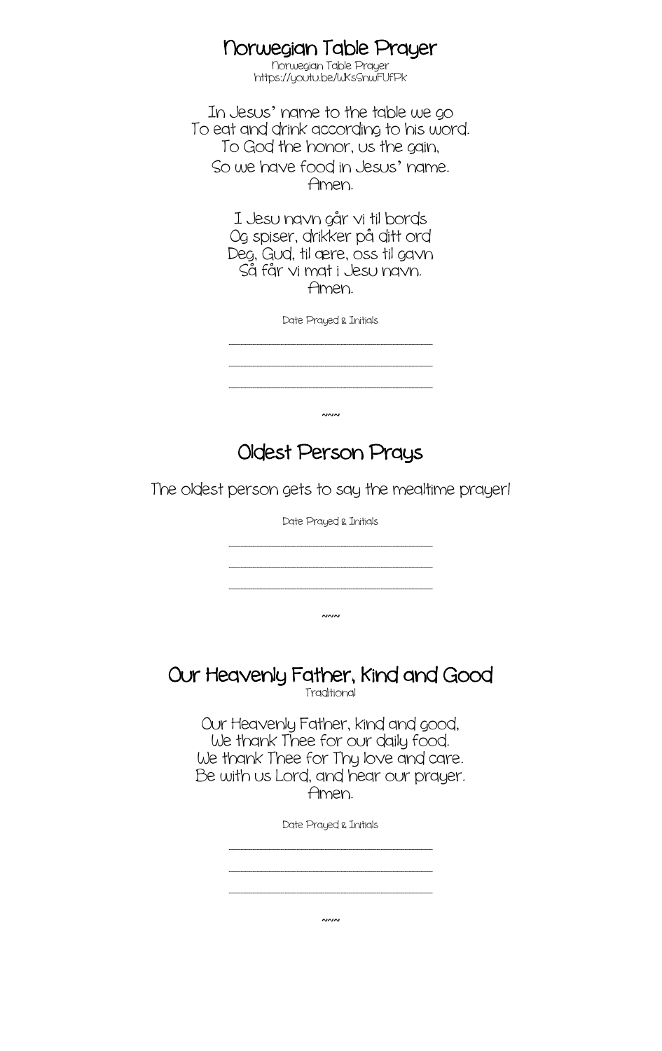## Norwegian Table Prayer

Norwegian Table Prayer
https://youtu.be/WKsSnwFUfPk

In Jesus' name to the table we go
To eat and drink according to his word.
To God the honor, us the gain,
So we have food in Jesus' name.
Amen.

I Jesu navn går vi til bords
Og spiser, drikker på ditt ord
Deg, Gud, til ære, oss til gavn
Så får vi mat i Jesu navn.
Amen.

Date Prayed & Initials

\_\_\_\_\_\_\_\_\_\_\_\_\_\_\_\_\_\_\_\_\_\_\_\_\_\_\_\_

\_\_\_\_\_\_\_\_\_\_\_\_\_\_\_\_\_\_\_\_\_\_\_\_\_\_\_\_

\_\_\_\_\_\_\_\_\_\_\_\_\_\_\_\_\_\_\_\_\_\_\_\_\_\_\_\_

~~~

## Oldest Person Prays

The oldest person gets to say the mealtime prayer!

Date Prayed & Initials

\_\_\_\_\_\_\_\_\_\_\_\_\_\_\_\_\_\_\_\_\_\_\_\_\_\_\_\_

\_\_\_\_\_\_\_\_\_\_\_\_\_\_\_\_\_\_\_\_\_\_\_\_\_\_\_\_

\_\_\_\_\_\_\_\_\_\_\_\_\_\_\_\_\_\_\_\_\_\_\_\_\_\_\_\_

~~~

## Our Heavenly Father, Kind and Good

Traditional

Our Heavenly Father, kind and good,
We thank Thee for our daily food.
We thank Thee for Thy love and care.
Be with us Lord, and hear our prayer.
Amen.

Date Prayed & Initials

\_\_\_\_\_\_\_\_\_\_\_\_\_\_\_\_\_\_\_\_\_\_\_\_\_\_\_\_

\_\_\_\_\_\_\_\_\_\_\_\_\_\_\_\_\_\_\_\_\_\_\_\_\_\_\_\_

\_\_\_\_\_\_\_\_\_\_\_\_\_\_\_\_\_\_\_\_\_\_\_\_\_\_\_\_

~~~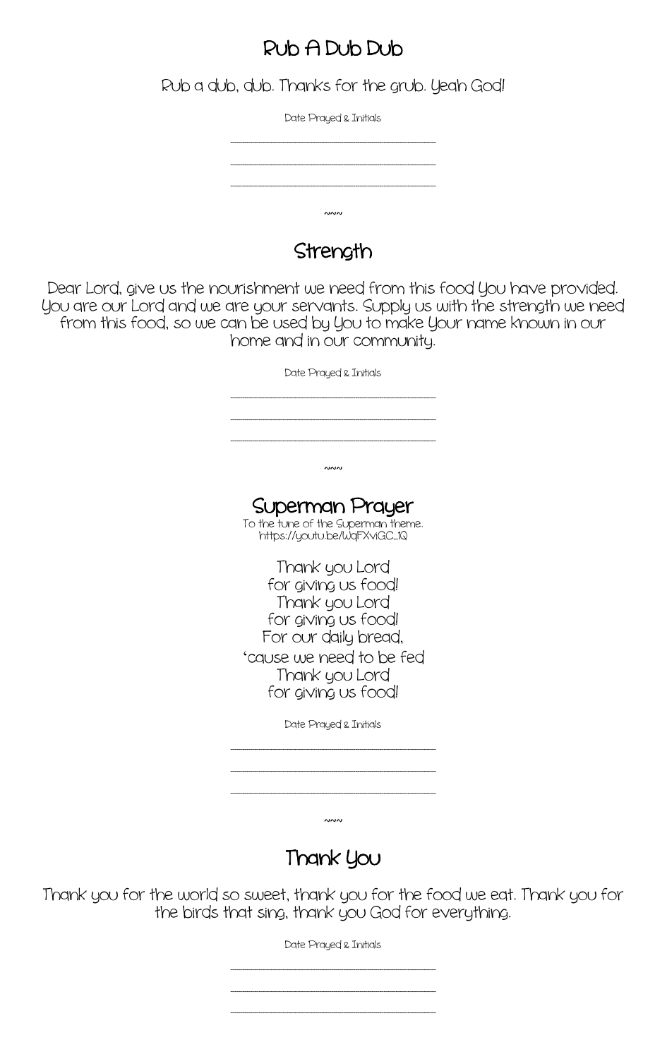## Rub A Dub Dub

Rub a dub, dub. Thanks for the grub. Yeah God!

Date Prayed & Initials

\_\_\_\_\_\_\_\_\_\_\_\_\_\_\_\_\_\_\_\_\_\_\_\_\_\_\_\_\_\_\_\_

\_\_\_\_\_\_\_\_\_\_\_\_\_\_\_\_\_\_\_\_\_\_\_\_\_\_\_\_\_\_\_\_

\_\_\_\_\_\_\_\_\_\_\_\_\_\_\_\_\_\_\_\_\_\_\_\_\_\_\_\_\_\_\_\_

~~~

## Strength

Dear Lord, give us the nourishment we need from this food You have provided. You are our Lord and we are your servants. Supply us with the strength we need from this food, so we can be used by You to make Your name known in our home and in our community.

Date Prayed & Initials

\_\_\_\_\_\_\_\_\_\_\_\_\_\_\_\_\_\_\_\_\_\_\_\_\_\_\_\_\_\_\_\_

\_\_\_\_\_\_\_\_\_\_\_\_\_\_\_\_\_\_\_\_\_\_\_\_\_\_\_\_\_\_\_\_

\_\_\_\_\_\_\_\_\_\_\_\_\_\_\_\_\_\_\_\_\_\_\_\_\_\_\_\_\_\_\_\_

~~~

## Superman Prayer

To the tune of the Superman theme.
https://youtu.be/WqFXviGC_1Q

Thank you Lord
for giving us food!
Thank you Lord
for giving us food!
For our daily bread,
'cause we need to be fed
Thank you Lord
for giving us food!

Date Prayed & Initials

\_\_\_\_\_\_\_\_\_\_\_\_\_\_\_\_\_\_\_\_\_\_\_\_\_\_\_\_\_\_\_\_

\_\_\_\_\_\_\_\_\_\_\_\_\_\_\_\_\_\_\_\_\_\_\_\_\_\_\_\_\_\_\_\_

\_\_\_\_\_\_\_\_\_\_\_\_\_\_\_\_\_\_\_\_\_\_\_\_\_\_\_\_\_\_\_\_

~~~

## Thank You

Thank you for the world so sweet, thank you for the food we eat. Thank you for the birds that sing, thank you God for everything.

Date Prayed & Initials

\_\_\_\_\_\_\_\_\_\_\_\_\_\_\_\_\_\_\_\_\_\_\_\_\_\_\_\_\_\_\_\_

\_\_\_\_\_\_\_\_\_\_\_\_\_\_\_\_\_\_\_\_\_\_\_\_\_\_\_\_\_\_\_\_

\_\_\_\_\_\_\_\_\_\_\_\_\_\_\_\_\_\_\_\_\_\_\_\_\_\_\_\_\_\_\_\_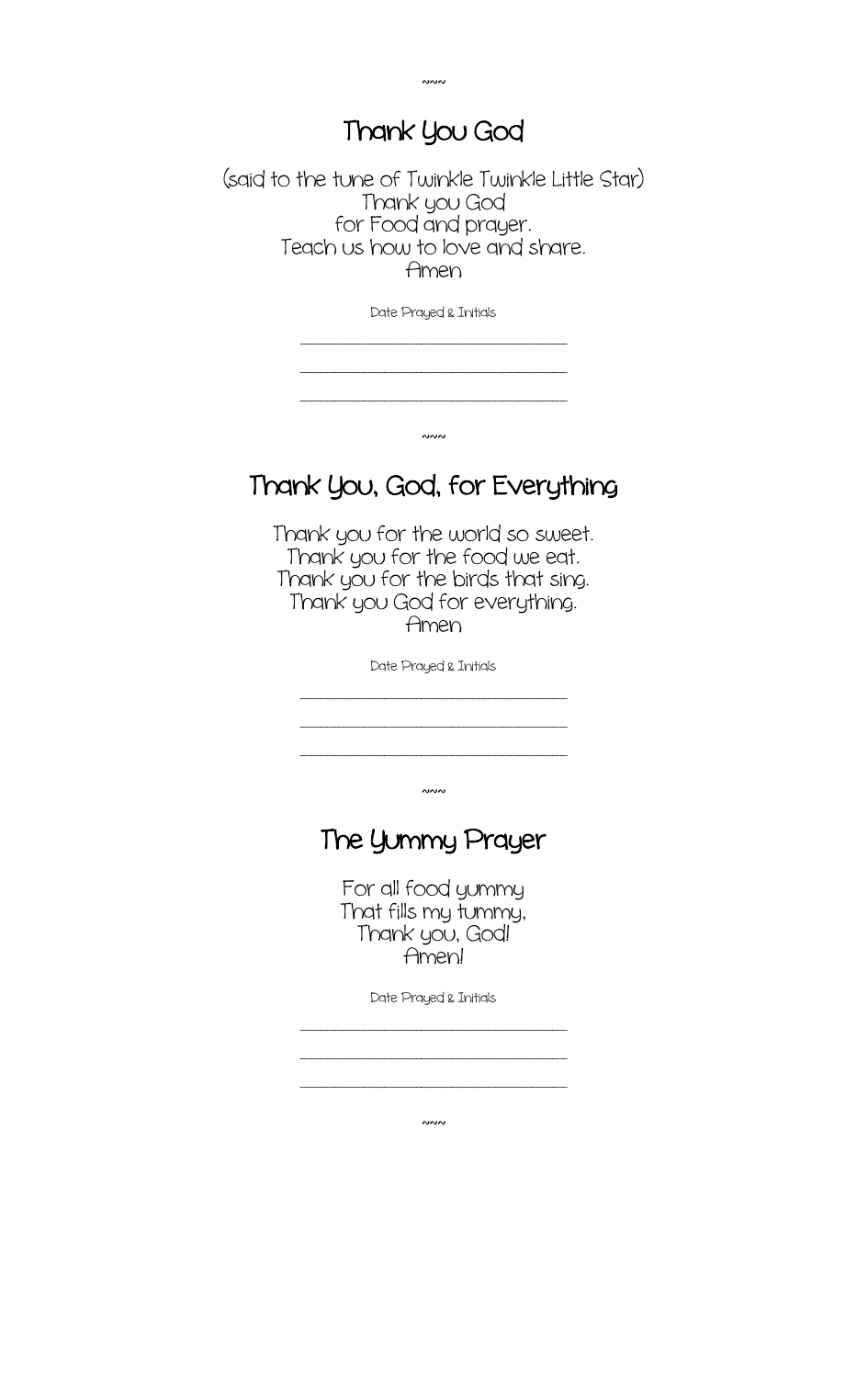~~~

## Thank You God

(said to the tune of Twinkle Twinkle Little Star)
Thank you God
for Food and prayer.
Teach us how to love and share.
Amen

Date Prayed & Initials

\_\_\_\_\_\_\_\_\_\_\_\_\_\_\_\_\_\_\_\_\_\_\_\_\_\_\_\_\_\_\_\_\_\_\_\_

\_\_\_\_\_\_\_\_\_\_\_\_\_\_\_\_\_\_\_\_\_\_\_\_\_\_\_\_\_\_\_\_\_\_\_\_

\_\_\_\_\_\_\_\_\_\_\_\_\_\_\_\_\_\_\_\_\_\_\_\_\_\_\_\_\_\_\_\_\_\_\_\_

~~~

## Thank You, God, for Everything

Thank you for the world so sweet.
Thank you for the food we eat.
Thank you for the birds that sing.
Thank you God for everything.
Amen

Date Prayed & Initials

\_\_\_\_\_\_\_\_\_\_\_\_\_\_\_\_\_\_\_\_\_\_\_\_\_\_\_\_\_\_\_\_\_\_\_\_

\_\_\_\_\_\_\_\_\_\_\_\_\_\_\_\_\_\_\_\_\_\_\_\_\_\_\_\_\_\_\_\_\_\_\_\_

\_\_\_\_\_\_\_\_\_\_\_\_\_\_\_\_\_\_\_\_\_\_\_\_\_\_\_\_\_\_\_\_\_\_\_\_

~~~

## The Yummy Prayer

For all food yummy
That fills my tummy,
Thank you, God!
Amen!

Date Prayed & Initials

\_\_\_\_\_\_\_\_\_\_\_\_\_\_\_\_\_\_\_\_\_\_\_\_\_\_\_\_\_\_\_\_\_\_\_\_

\_\_\_\_\_\_\_\_\_\_\_\_\_\_\_\_\_\_\_\_\_\_\_\_\_\_\_\_\_\_\_\_\_\_\_\_

\_\_\_\_\_\_\_\_\_\_\_\_\_\_\_\_\_\_\_\_\_\_\_\_\_\_\_\_\_\_\_\_\_\_\_\_

~~~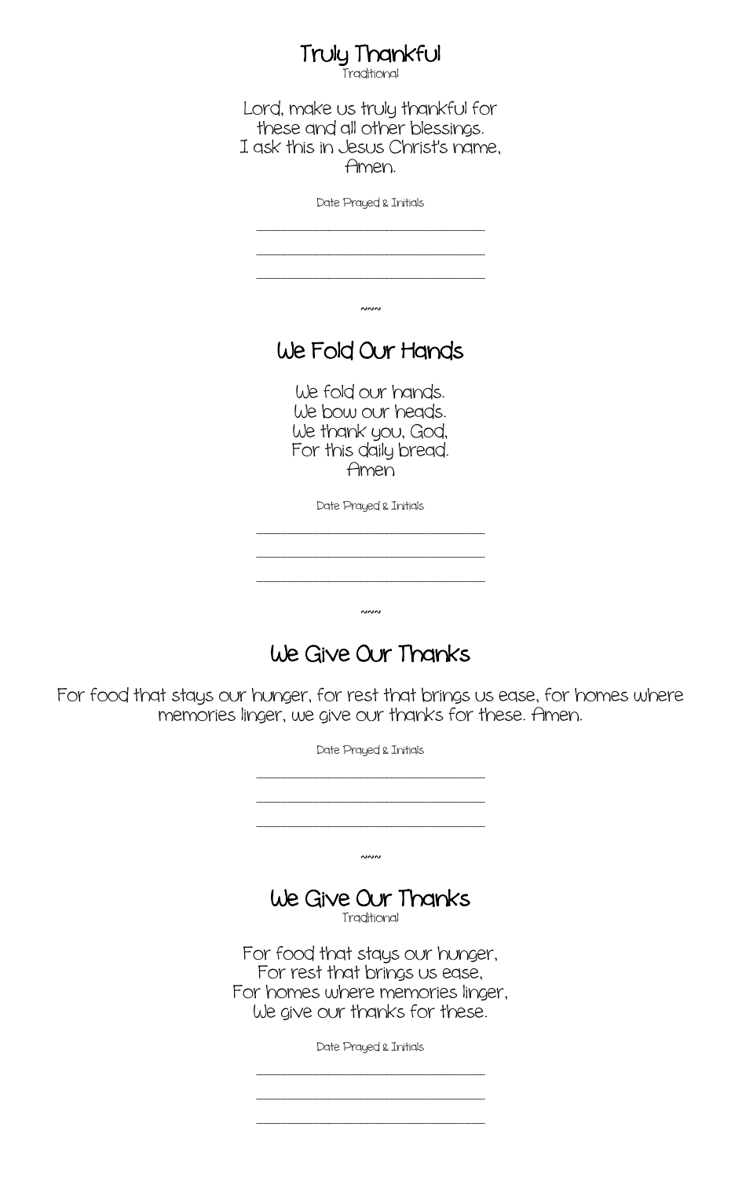## Truly Thankful

Traditional

Lord, make us truly thankful for  
these and all other blessings.  
I ask this in Jesus Christ's name,  
Amen.

Date Prayed & Initials

\_\_\_\_\_\_\_\_\_\_\_\_\_\_\_\_\_\_\_\_\_\_\_\_\_\_\_\_\_\_

\_\_\_\_\_\_\_\_\_\_\_\_\_\_\_\_\_\_\_\_\_\_\_\_\_\_\_\_\_\_

\_\_\_\_\_\_\_\_\_\_\_\_\_\_\_\_\_\_\_\_\_\_\_\_\_\_\_\_\_\_

~~~

## We Fold Our Hands

We fold our hands.  
We bow our heads.  
We thank you, God,  
For this daily bread.  
Amen

Date Prayed & Initials

\_\_\_\_\_\_\_\_\_\_\_\_\_\_\_\_\_\_\_\_\_\_\_\_\_\_\_\_\_\_

\_\_\_\_\_\_\_\_\_\_\_\_\_\_\_\_\_\_\_\_\_\_\_\_\_\_\_\_\_\_

\_\_\_\_\_\_\_\_\_\_\_\_\_\_\_\_\_\_\_\_\_\_\_\_\_\_\_\_\_\_

~~~

## We Give Our Thanks

For food that stays our hunger, for rest that brings us ease, for homes where memories linger, we give our thanks for these. Amen.

Date Prayed & Initials

\_\_\_\_\_\_\_\_\_\_\_\_\_\_\_\_\_\_\_\_\_\_\_\_\_\_\_\_\_\_

\_\_\_\_\_\_\_\_\_\_\_\_\_\_\_\_\_\_\_\_\_\_\_\_\_\_\_\_\_\_

\_\_\_\_\_\_\_\_\_\_\_\_\_\_\_\_\_\_\_\_\_\_\_\_\_\_\_\_\_\_

~~~

## We Give Our Thanks

Traditional

For food that stays our hunger,  
For rest that brings us ease,  
For homes where memories linger,  
We give our thanks for these.

Date Prayed & Initials

\_\_\_\_\_\_\_\_\_\_\_\_\_\_\_\_\_\_\_\_\_\_\_\_\_\_\_\_\_\_

\_\_\_\_\_\_\_\_\_\_\_\_\_\_\_\_\_\_\_\_\_\_\_\_\_\_\_\_\_\_

\_\_\_\_\_\_\_\_\_\_\_\_\_\_\_\_\_\_\_\_\_\_\_\_\_\_\_\_\_\_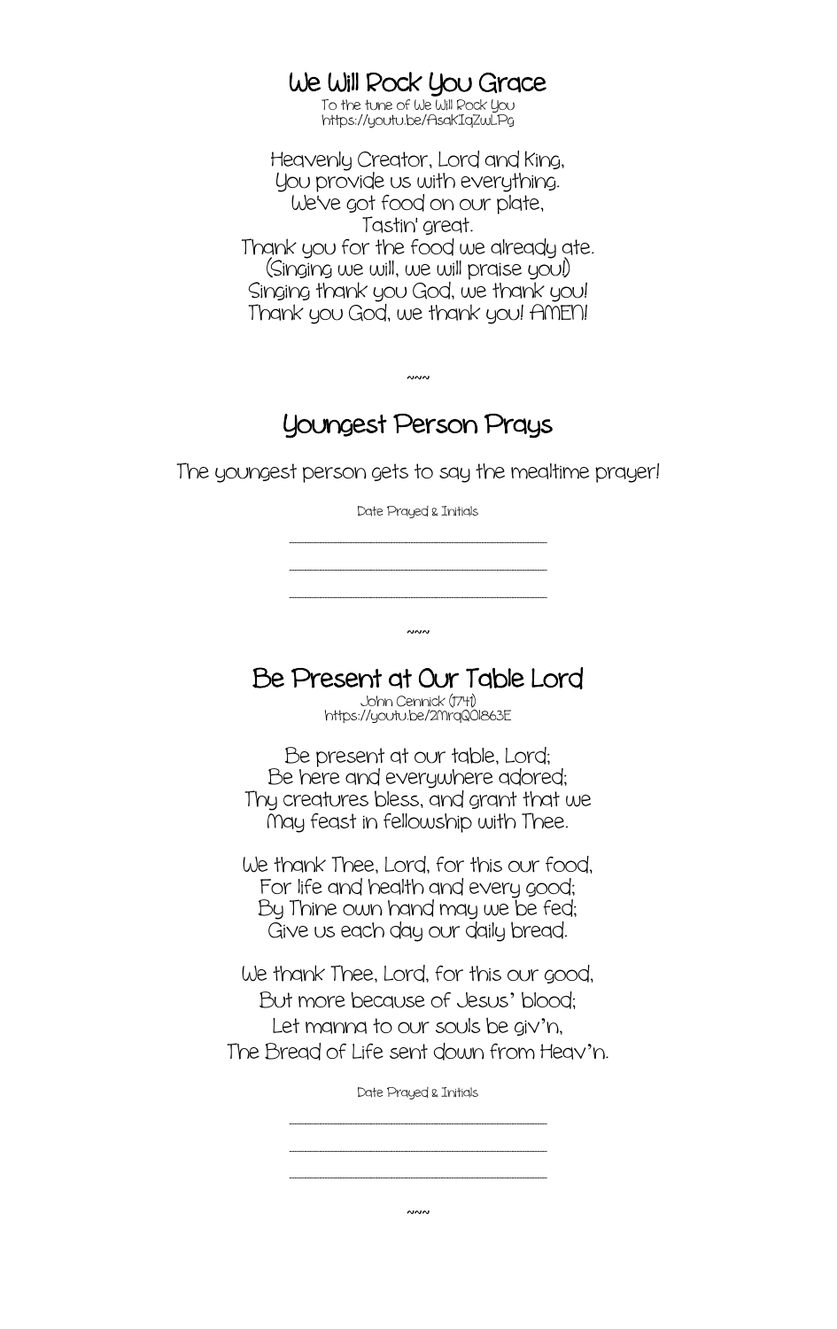## We Will Rock You Grace

To the tune of We Will Rock You
https://youtu.be/AsaKIqZwLPg

Heavenly Creator, Lord and King,
You provide us with everything.
We've got food on our plate,
Tastin' great.
Thank you for the food we already ate.
(Singing we will, we will praise you!)
Singing thank you God, we thank you!
Thank you God, we thank you! AMEN!

~~~

## Youngest Person Prays

The youngest person gets to say the mealtime prayer!

Date Prayed & Initials

\_\_\_\_\_\_\_\_\_\_\_\_\_\_\_\_\_\_\_\_\_\_\_\_\_\_\_\_\_\_

\_\_\_\_\_\_\_\_\_\_\_\_\_\_\_\_\_\_\_\_\_\_\_\_\_\_\_\_\_\_

\_\_\_\_\_\_\_\_\_\_\_\_\_\_\_\_\_\_\_\_\_\_\_\_\_\_\_\_\_\_

~~~

## Be Present at Our Table Lord

John Cennick (1741)
https://youtu.be/2MrqQ01863E

Be present at our table, Lord;
Be here and everywhere adored;
Thy creatures bless, and grant that we
May feast in fellowship with Thee.

We thank Thee, Lord, for this our food,
For life and health and every good;
By Thine own hand may we be fed;
Give us each day our daily bread.

We thank Thee, Lord, for this our good,
But more because of Jesus' blood;
Let manna to our souls be giv'n,
The Bread of Life sent down from Heav'n.

Date Prayed & Initials

\_\_\_\_\_\_\_\_\_\_\_\_\_\_\_\_\_\_\_\_\_\_\_\_\_\_\_\_\_\_

\_\_\_\_\_\_\_\_\_\_\_\_\_\_\_\_\_\_\_\_\_\_\_\_\_\_\_\_\_\_

\_\_\_\_\_\_\_\_\_\_\_\_\_\_\_\_\_\_\_\_\_\_\_\_\_\_\_\_\_\_

~~~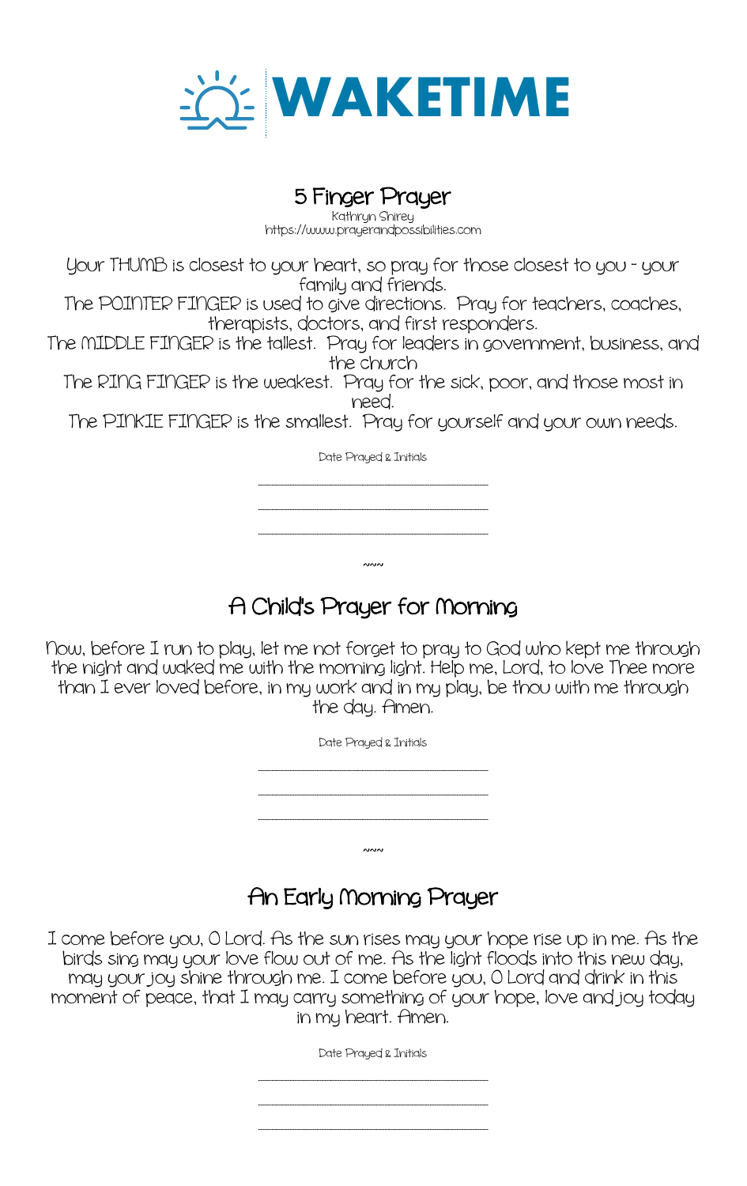# WAKETIME

## 5 Finger Prayer

Kathryn Shirey
https://www.prayerandpossibilities.com

Your THUMB is closest to your heart, so pray for those closest to you - your family and friends.
The POINTER FINGER is used to give directions. Pray for teachers, coaches, therapists, doctors, and first responders.
The MIDDLE FINGER is the tallest. Pray for leaders in government, business, and the church
The RING FINGER is the weakest. Pray for the sick, poor, and those most in need.
The PINKIE FINGER is the smallest. Pray for yourself and your own needs.

Date Prayed & Initials

\_\_\_\_\_\_\_\_\_\_\_\_\_\_\_\_\_\_\_\_\_\_\_\_\_\_\_\_\_\_\_\_

\_\_\_\_\_\_\_\_\_\_\_\_\_\_\_\_\_\_\_\_\_\_\_\_\_\_\_\_\_\_\_\_

\_\_\_\_\_\_\_\_\_\_\_\_\_\_\_\_\_\_\_\_\_\_\_\_\_\_\_\_\_\_\_\_

~~~

## A Child's Prayer for Morning

Now, before I run to play, let me not forget to pray to God who kept me through the night and waked me with the morning light. Help me, Lord, to love Thee more than I ever loved before, in my work and in my play, be thou with me through the day. Amen.

Date Prayed & Initials

\_\_\_\_\_\_\_\_\_\_\_\_\_\_\_\_\_\_\_\_\_\_\_\_\_\_\_\_\_\_\_\_

\_\_\_\_\_\_\_\_\_\_\_\_\_\_\_\_\_\_\_\_\_\_\_\_\_\_\_\_\_\_\_\_

\_\_\_\_\_\_\_\_\_\_\_\_\_\_\_\_\_\_\_\_\_\_\_\_\_\_\_\_\_\_\_\_

~~~

## An Early Morning Prayer

I come before you, O Lord. As the sun rises may your hope rise up in me. As the birds sing may your love flow out of me. As the light floods into this new day, may your joy shine through me. I come before you, O Lord and drink in this moment of peace, that I may carry something of your hope, love and joy today in my heart. Amen.

Date Prayed & Initials

\_\_\_\_\_\_\_\_\_\_\_\_\_\_\_\_\_\_\_\_\_\_\_\_\_\_\_\_\_\_\_\_

\_\_\_\_\_\_\_\_\_\_\_\_\_\_\_\_\_\_\_\_\_\_\_\_\_\_\_\_\_\_\_\_

\_\_\_\_\_\_\_\_\_\_\_\_\_\_\_\_\_\_\_\_\_\_\_\_\_\_\_\_\_\_\_\_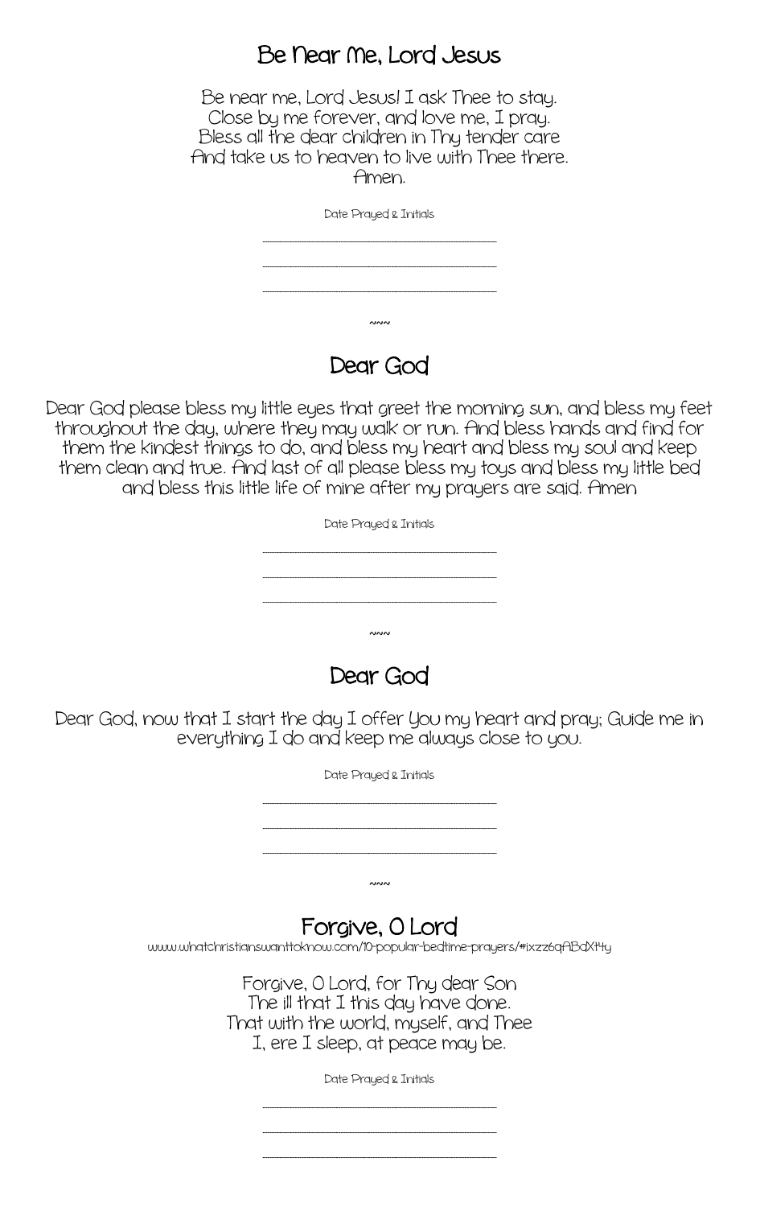## Be Near Me, Lord Jesus

Be near me, Lord Jesus! I ask Thee to stay.
Close by me forever, and love me, I pray.
Bless all the dear children in Thy tender care
And take us to heaven to live with Thee there.
Amen.

Date Prayed & Initials

\_\_\_\_\_\_\_\_\_\_\_\_\_\_\_\_\_\_\_\_\_\_\_\_\_\_\_\_\_\_

\_\_\_\_\_\_\_\_\_\_\_\_\_\_\_\_\_\_\_\_\_\_\_\_\_\_\_\_\_\_

\_\_\_\_\_\_\_\_\_\_\_\_\_\_\_\_\_\_\_\_\_\_\_\_\_\_\_\_\_\_

~~~

## Dear God

Dear God please bless my little eyes that greet the morning sun, and bless my feet throughout the day, where they may walk or run. And bless hands and find for them the kindest things to do, and bless my heart and bless my soul and keep them clean and true. And last of all please bless my toys and bless my little bed and bless this little life of mine after my prayers are said. Amen

Date Prayed & Initials

\_\_\_\_\_\_\_\_\_\_\_\_\_\_\_\_\_\_\_\_\_\_\_\_\_\_\_\_\_\_

\_\_\_\_\_\_\_\_\_\_\_\_\_\_\_\_\_\_\_\_\_\_\_\_\_\_\_\_\_\_

\_\_\_\_\_\_\_\_\_\_\_\_\_\_\_\_\_\_\_\_\_\_\_\_\_\_\_\_\_\_

~~~

## Dear God

Dear God, now that I start the day I offer You my heart and pray; Guide me in everything I do and keep me always close to you.

Date Prayed & Initials

\_\_\_\_\_\_\_\_\_\_\_\_\_\_\_\_\_\_\_\_\_\_\_\_\_\_\_\_\_\_

\_\_\_\_\_\_\_\_\_\_\_\_\_\_\_\_\_\_\_\_\_\_\_\_\_\_\_\_\_\_

\_\_\_\_\_\_\_\_\_\_\_\_\_\_\_\_\_\_\_\_\_\_\_\_\_\_\_\_\_\_

~~~

## Forgive, O Lord

www.whatchristianswanttoknow.com/10-popular-bedtime-prayers/#ixzz6qABdXt4y

Forgive, O Lord, for Thy dear Son
The ill that I this day have done.
That with the world, myself, and Thee
I, ere I sleep, at peace may be.

Date Prayed & Initials

\_\_\_\_\_\_\_\_\_\_\_\_\_\_\_\_\_\_\_\_\_\_\_\_\_\_\_\_\_\_

\_\_\_\_\_\_\_\_\_\_\_\_\_\_\_\_\_\_\_\_\_\_\_\_\_\_\_\_\_\_

\_\_\_\_\_\_\_\_\_\_\_\_\_\_\_\_\_\_\_\_\_\_\_\_\_\_\_\_\_\_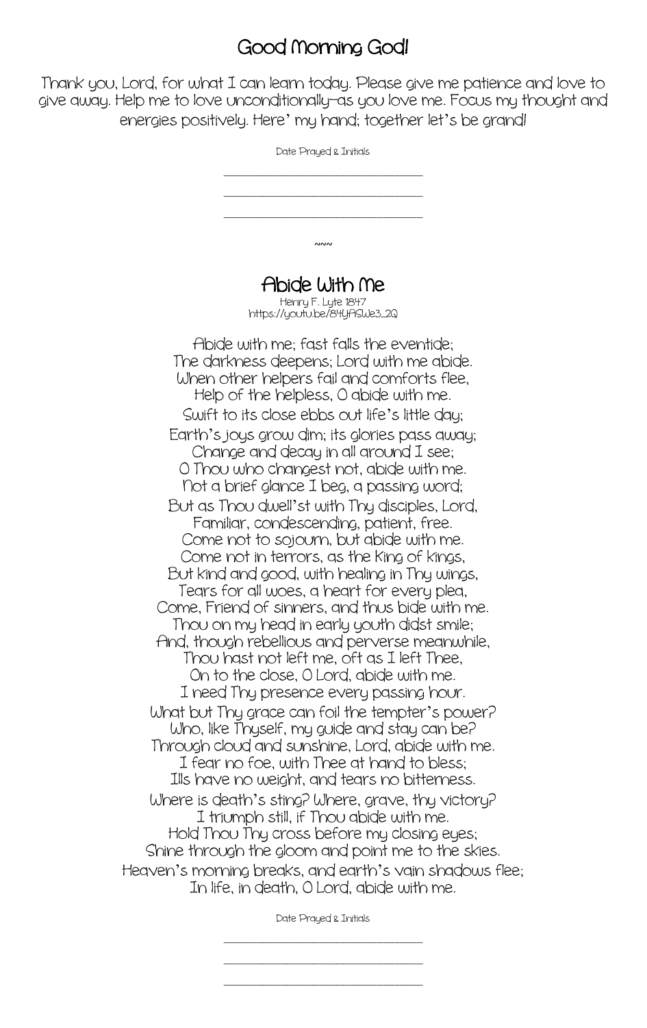# Good Morning God!

Thank you, Lord, for what I can learn today. Please give me patience and love to give away. Help me to love unconditionally—as you love me. Focus my thought and energies positively. Here' my hand; together let's be grand!

Date Prayed & Initials

\_\_\_\_\_\_\_\_\_\_\_\_\_\_\_\_\_\_\_\_\_\_\_\_\_\_\_\_\_\_

\_\_\_\_\_\_\_\_\_\_\_\_\_\_\_\_\_\_\_\_\_\_\_\_\_\_\_\_\_\_

\_\_\_\_\_\_\_\_\_\_\_\_\_\_\_\_\_\_\_\_\_\_\_\_\_\_\_\_\_\_

~~~

# Abide With Me

Henry F. Lyte 1847
https://youtu.be/84YASWe3_2Q

Abide with me; fast falls the eventide;
The darkness deepens; Lord with me abide.
When other helpers fail and comforts flee,
Help of the helpless, O abide with me.
Swift to its close ebbs out life's little day;
Earth's joys grow dim; its glories pass away;
Change and decay in all around I see;
O Thou who changest not, abide with me.
Not a brief glance I beg, a passing word;
But as Thou dwell'st with Thy disciples, Lord,
Familiar, condescending, patient, free.
Come not to sojourn, but abide with me.
Come not in terrors, as the King of kings,
But kind and good, with healing in Thy wings,
Tears for all woes, a heart for every plea,
Come, Friend of sinners, and thus bide with me.
Thou on my head in early youth didst smile;
And, though rebellious and perverse meanwhile,
Thou hast not left me, oft as I left Thee,
On to the close, O Lord, abide with me.
I need Thy presence every passing hour.
What but Thy grace can foil the tempter's power?
Who, like Thyself, my guide and stay can be?
Through cloud and sunshine, Lord, abide with me.
I fear no foe, with Thee at hand to bless;
Ills have no weight, and tears no bitterness.
Where is death's sting? Where, grave, thy victory?
I triumph still, if Thou abide with me.
Hold Thou Thy cross before my closing eyes;
Shine through the gloom and point me to the skies.
Heaven's morning breaks, and earth's vain shadows flee;
In life, in death, O Lord, abide with me.

Date Prayed & Initials

\_\_\_\_\_\_\_\_\_\_\_\_\_\_\_\_\_\_\_\_\_\_\_\_\_\_\_\_\_\_

\_\_\_\_\_\_\_\_\_\_\_\_\_\_\_\_\_\_\_\_\_\_\_\_\_\_\_\_\_\_

\_\_\_\_\_\_\_\_\_\_\_\_\_\_\_\_\_\_\_\_\_\_\_\_\_\_\_\_\_\_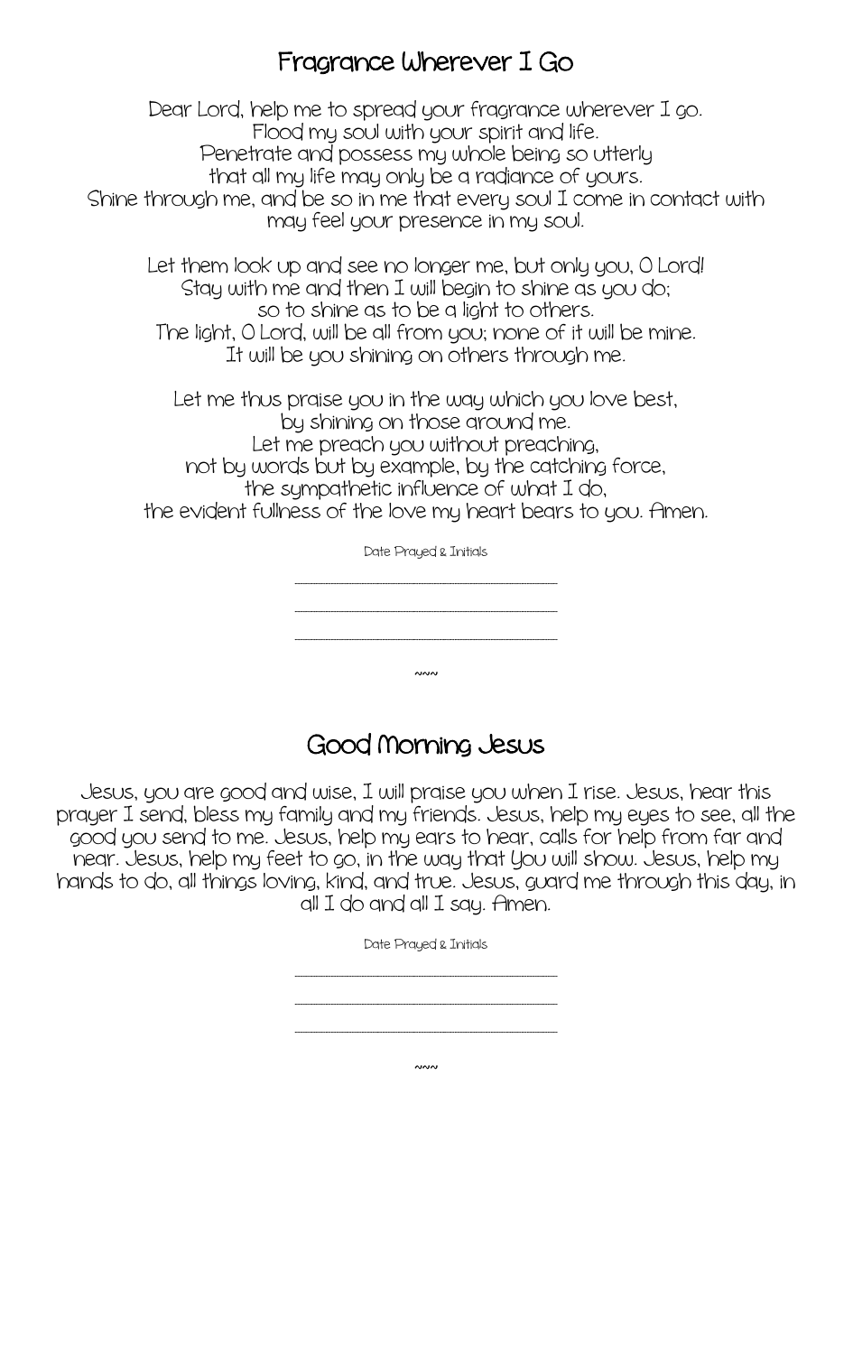## Fragrance Wherever I Go

Dear Lord, help me to spread your fragrance wherever I go.
Flood my soul with your spirit and life.
Penetrate and possess my whole being so utterly
that all my life may only be a radiance of yours.
Shine through me, and be so in me that every soul I come in contact with
may feel your presence in my soul.

Let them look up and see no longer me, but only you, O Lord!
Stay with me and then I will begin to shine as you do;
so to shine as to be a light to others.
The light, O Lord, will be all from you; none of it will be mine.
It will be you shining on others through me.

Let me thus praise you in the way which you love best,
by shining on those around me.
Let me preach you without preaching,
not by words but by example, by the catching force,
the sympathetic influence of what I do,
the evident fullness of the love my heart bears to you. Amen.

Date Prayed & Initials

\_\_\_\_\_\_\_\_\_\_\_\_\_\_\_\_\_\_\_\_\_\_\_\_\_\_\_\_

\_\_\_\_\_\_\_\_\_\_\_\_\_\_\_\_\_\_\_\_\_\_\_\_\_\_\_\_

\_\_\_\_\_\_\_\_\_\_\_\_\_\_\_\_\_\_\_\_\_\_\_\_\_\_\_\_

~~~

## Good Morning Jesus

Jesus, you are good and wise, I will praise you when I rise. Jesus, hear this prayer I send, bless my family and my friends. Jesus, help my eyes to see, all the good you send to me. Jesus, help my ears to hear, calls for help from far and near. Jesus, help my feet to go, in the way that You will show. Jesus, help my hands to do, all things loving, kind, and true. Jesus, guard me through this day, in all I do and all I say. Amen.

Date Prayed & Initials

\_\_\_\_\_\_\_\_\_\_\_\_\_\_\_\_\_\_\_\_\_\_\_\_\_\_\_\_

\_\_\_\_\_\_\_\_\_\_\_\_\_\_\_\_\_\_\_\_\_\_\_\_\_\_\_\_

\_\_\_\_\_\_\_\_\_\_\_\_\_\_\_\_\_\_\_\_\_\_\_\_\_\_\_\_

~~~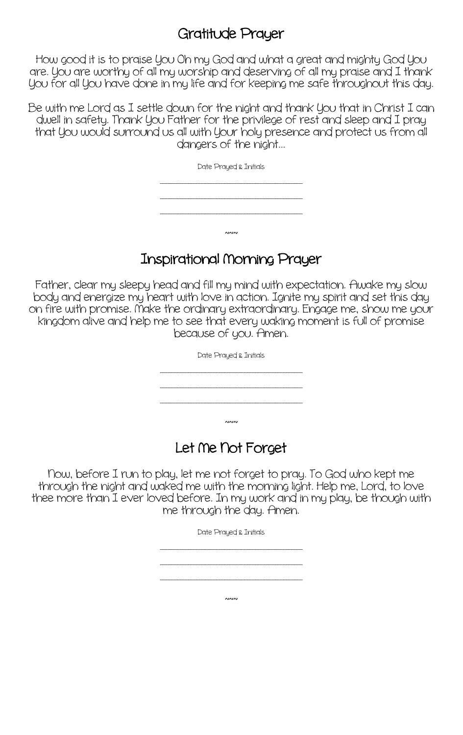## Gratitude Prayer

How good it is to praise You Oh my God and what a great and mighty God You are. You are worthy of all my worship and deserving of all my praise and I thank You for all You have done in my life and for keeping me safe throughout this day.

Be with me Lord as I settle down for the night and thank You that in Christ I can dwell in safety. Thank You Father for the privilege of rest and sleep and I pray that You would surround us all with Your holy presence and protect us from all dangers of the night...

Date Prayed & Initials

\_\_\_\_\_\_\_\_\_\_\_\_\_\_\_\_\_\_\_\_\_\_\_\_\_\_\_\_\_\_

\_\_\_\_\_\_\_\_\_\_\_\_\_\_\_\_\_\_\_\_\_\_\_\_\_\_\_\_\_\_

\_\_\_\_\_\_\_\_\_\_\_\_\_\_\_\_\_\_\_\_\_\_\_\_\_\_\_\_\_\_

~~~

## Inspirational Morning Prayer

Father, clear my sleepy head and fill my mind with expectation. Awake my slow body and energize my heart with love in action. Ignite my spirit and set this day on fire with promise. Make the ordinary extraordinary. Engage me, show me your kingdom alive and help me to see that every waking moment is full of promise because of you. Amen.

Date Prayed & Initials

\_\_\_\_\_\_\_\_\_\_\_\_\_\_\_\_\_\_\_\_\_\_\_\_\_\_\_\_\_\_

\_\_\_\_\_\_\_\_\_\_\_\_\_\_\_\_\_\_\_\_\_\_\_\_\_\_\_\_\_\_

\_\_\_\_\_\_\_\_\_\_\_\_\_\_\_\_\_\_\_\_\_\_\_\_\_\_\_\_\_\_

~~~

## Let Me Not Forget

Now, before I run to play, let me not forget to pray. To God who kept me through the night and waked me with the morning light. Help me, Lord, to love thee more than I ever loved before. In my work and in my play, be though with me through the day. Amen.

Date Prayed & Initials

\_\_\_\_\_\_\_\_\_\_\_\_\_\_\_\_\_\_\_\_\_\_\_\_\_\_\_\_\_\_

\_\_\_\_\_\_\_\_\_\_\_\_\_\_\_\_\_\_\_\_\_\_\_\_\_\_\_\_\_\_

\_\_\_\_\_\_\_\_\_\_\_\_\_\_\_\_\_\_\_\_\_\_\_\_\_\_\_\_\_\_

~~~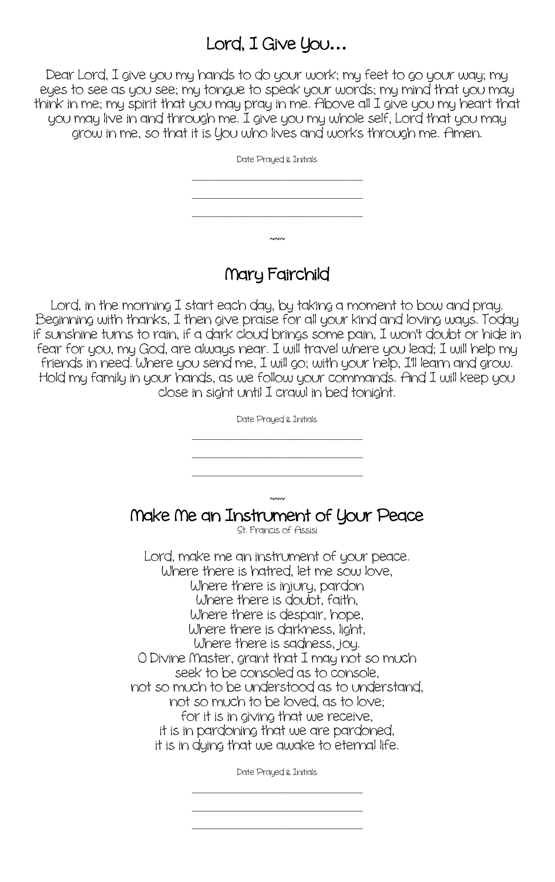## Lord, I Give You…

Dear Lord, I give you my hands to do your work; my feet to go your way; my eyes to see as you see; my tongue to speak your words; my mind that you may think in me; my spirit that you may pray in me. Above all I give you my heart that you may live in and through me. I give you my whole self, Lord that you may grow in me, so that it is You who lives and works through me. Amen.

Date Prayed & Initials

\_\_\_\_\_\_\_\_\_\_\_\_\_\_\_\_\_\_\_\_\_\_\_\_\_\_\_\_

\_\_\_\_\_\_\_\_\_\_\_\_\_\_\_\_\_\_\_\_\_\_\_\_\_\_\_\_

\_\_\_\_\_\_\_\_\_\_\_\_\_\_\_\_\_\_\_\_\_\_\_\_\_\_\_\_

~~~

## Mary Fairchild

Lord, in the morning I start each day, by taking a moment to bow and pray. Beginning with thanks, I then give praise for all your kind and loving ways. Today if sunshine turns to rain, if a dark cloud brings some pain, I won't doubt or hide in fear for you, my God, are always near. I will travel where you lead; I will help my friends in need. Where you send me, I will go; with your help, I'll learn and grow. Hold my family in your hands, as we follow your commands. And I will keep you close in sight until I crawl in bed tonight.

Date Prayed & Initials

\_\_\_\_\_\_\_\_\_\_\_\_\_\_\_\_\_\_\_\_\_\_\_\_\_\_\_\_

\_\_\_\_\_\_\_\_\_\_\_\_\_\_\_\_\_\_\_\_\_\_\_\_\_\_\_\_

\_\_\_\_\_\_\_\_\_\_\_\_\_\_\_\_\_\_\_\_\_\_\_\_\_\_\_\_

~~~

## Make Me an Instrument of Your Peace

St. Francis of Assisi

Lord, make me an instrument of your peace.  
Where there is hatred, let me sow love,  
Where there is injury, pardon  
Where there is doubt, faith,  
Where there is despair, hope,  
Where there is darkness, light,  
Where there is sadness, joy.  
O Divine Master, grant that I may not so much  
seek to be consoled as to console,  
not so much to be understood as to understand,  
not so much to be loved, as to love;  
for it is in giving that we receive,  
it is in pardoning that we are pardoned,  
it is in dying that we awake to eternal life.

Date Prayed & Initials

\_\_\_\_\_\_\_\_\_\_\_\_\_\_\_\_\_\_\_\_\_\_\_\_\_\_\_\_

\_\_\_\_\_\_\_\_\_\_\_\_\_\_\_\_\_\_\_\_\_\_\_\_\_\_\_\_

\_\_\_\_\_\_\_\_\_\_\_\_\_\_\_\_\_\_\_\_\_\_\_\_\_\_\_\_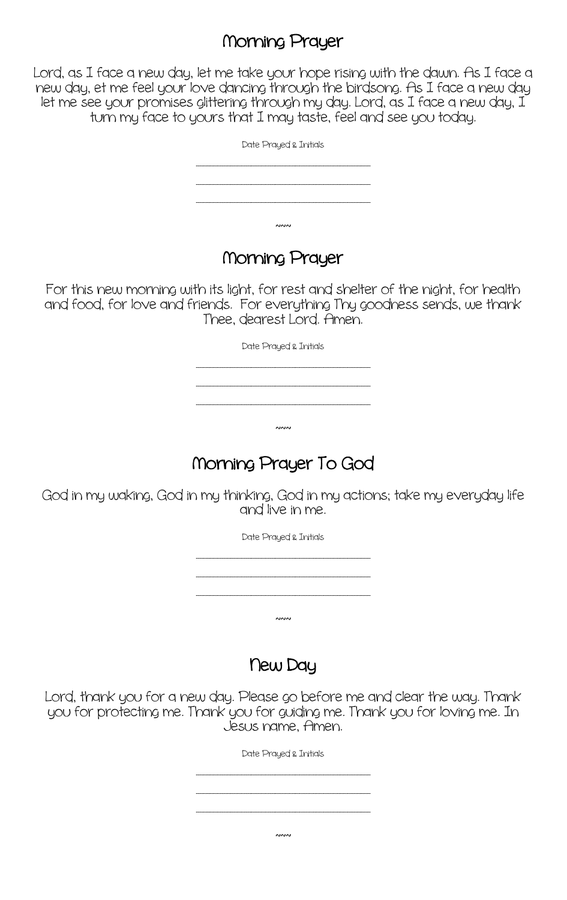## Morning Prayer

Lord, as I face a new day, let me take your hope rising with the dawn. As I face a new day, et me feel your love dancing through the birdsong. As I face a new day let me see your promises glittering through my day. Lord, as I face a new day, I turn my face to yours that I may taste, feel and see you today.

Date Prayed & Initials

\_\_\_\_\_\_\_\_\_\_\_\_\_\_\_\_\_\_\_\_\_\_\_\_\_\_\_\_\_\_

\_\_\_\_\_\_\_\_\_\_\_\_\_\_\_\_\_\_\_\_\_\_\_\_\_\_\_\_\_\_

\_\_\_\_\_\_\_\_\_\_\_\_\_\_\_\_\_\_\_\_\_\_\_\_\_\_\_\_\_\_

~~~

## Morning Prayer

For this new morning with its light, for rest and shelter of the night, for health and food, for love and friends. For everything Thy goodness sends, we thank Thee, dearest Lord. Amen.

Date Prayed & Initials

\_\_\_\_\_\_\_\_\_\_\_\_\_\_\_\_\_\_\_\_\_\_\_\_\_\_\_\_\_\_

\_\_\_\_\_\_\_\_\_\_\_\_\_\_\_\_\_\_\_\_\_\_\_\_\_\_\_\_\_\_

\_\_\_\_\_\_\_\_\_\_\_\_\_\_\_\_\_\_\_\_\_\_\_\_\_\_\_\_\_\_

~~~

## Morning Prayer To God

God in my waking, God in my thinking, God in my actions; take my everyday life and live in me.

Date Prayed & Initials

\_\_\_\_\_\_\_\_\_\_\_\_\_\_\_\_\_\_\_\_\_\_\_\_\_\_\_\_\_\_

\_\_\_\_\_\_\_\_\_\_\_\_\_\_\_\_\_\_\_\_\_\_\_\_\_\_\_\_\_\_

\_\_\_\_\_\_\_\_\_\_\_\_\_\_\_\_\_\_\_\_\_\_\_\_\_\_\_\_\_\_

~~~

## New Day

Lord, thank you for a new day. Please go before me and clear the way. Thank you for protecting me. Thank you for guiding me. Thank you for loving me. In Jesus name, Amen.

Date Prayed & Initials

\_\_\_\_\_\_\_\_\_\_\_\_\_\_\_\_\_\_\_\_\_\_\_\_\_\_\_\_\_\_

\_\_\_\_\_\_\_\_\_\_\_\_\_\_\_\_\_\_\_\_\_\_\_\_\_\_\_\_\_\_

\_\_\_\_\_\_\_\_\_\_\_\_\_\_\_\_\_\_\_\_\_\_\_\_\_\_\_\_\_\_

~~~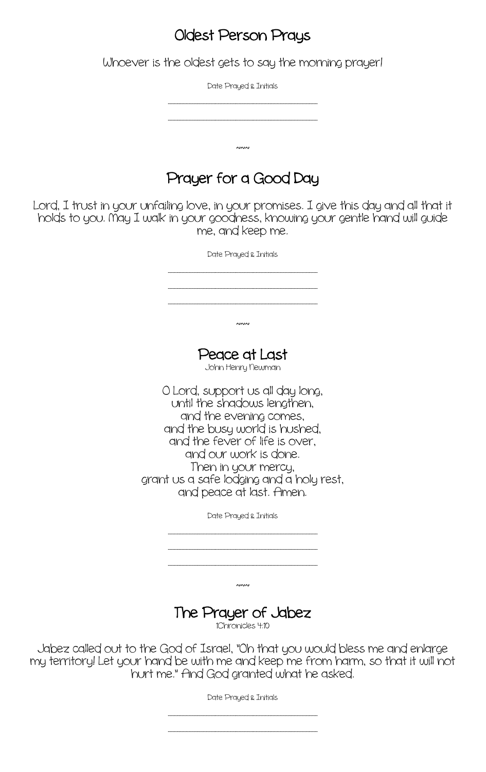## Oldest Person Prays

Whoever is the oldest gets to say the morning prayer!

Date Prayed & Initials

\_\_\_\_\_\_\_\_\_\_\_\_\_\_\_\_\_\_\_\_\_\_\_\_\_\_\_\_\_\_\_\_

\_\_\_\_\_\_\_\_\_\_\_\_\_\_\_\_\_\_\_\_\_\_\_\_\_\_\_\_\_\_\_\_

~~~

## Prayer for a Good Day

Lord, I trust in your unfailing love, in your promises. I give this day and all that it holds to you. May I walk in your goodness, knowing your gentle hand will guide me, and keep me.

Date Prayed & Initials

\_\_\_\_\_\_\_\_\_\_\_\_\_\_\_\_\_\_\_\_\_\_\_\_\_\_\_\_\_\_\_\_

\_\_\_\_\_\_\_\_\_\_\_\_\_\_\_\_\_\_\_\_\_\_\_\_\_\_\_\_\_\_\_\_

\_\_\_\_\_\_\_\_\_\_\_\_\_\_\_\_\_\_\_\_\_\_\_\_\_\_\_\_\_\_\_\_

~~~

## Peace at Last

John Henry Newman

O Lord, support us all day long,
until the shadows lengthen,
and the evening comes,
and the busy world is hushed,
and the fever of life is over,
and our work is done.
Then in your mercy,
grant us a safe lodging and a holy rest,
and peace at last. Amen.

Date Prayed & Initials

\_\_\_\_\_\_\_\_\_\_\_\_\_\_\_\_\_\_\_\_\_\_\_\_\_\_\_\_\_\_\_\_

\_\_\_\_\_\_\_\_\_\_\_\_\_\_\_\_\_\_\_\_\_\_\_\_\_\_\_\_\_\_\_\_

\_\_\_\_\_\_\_\_\_\_\_\_\_\_\_\_\_\_\_\_\_\_\_\_\_\_\_\_\_\_\_\_

~~~

## The Prayer of Jabez

1Chronicles 4:10

Jabez called out to the God of Israel, "Oh that you would bless me and enlarge my territory! Let your hand be with me and keep me from harm, so that it will not hurt me." And God granted what he asked.

Date Prayed & Initials

\_\_\_\_\_\_\_\_\_\_\_\_\_\_\_\_\_\_\_\_\_\_\_\_\_\_\_\_\_\_\_\_

\_\_\_\_\_\_\_\_\_\_\_\_\_\_\_\_\_\_\_\_\_\_\_\_\_\_\_\_\_\_\_\_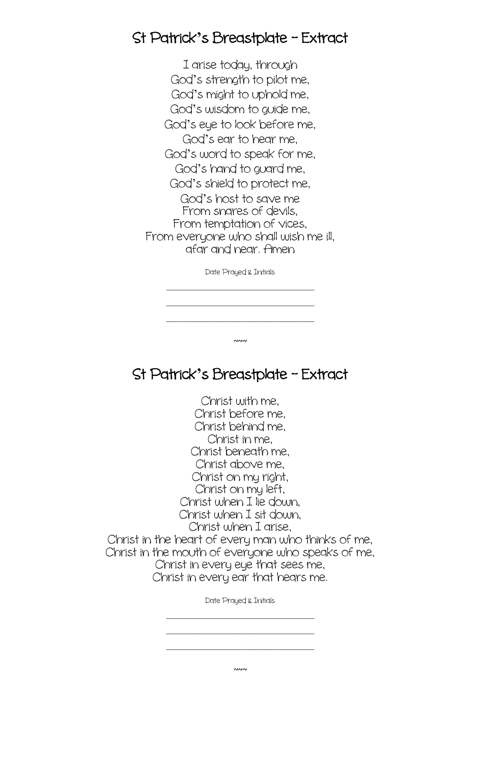## St Patrick's Breastplate – Extract

I arise today, through  
God's strength to pilot me,  
God's might to uphold me,  
God's wisdom to guide me,  
God's eye to look before me,  
God's ear to hear me,  
God's word to speak for me,  
God's hand to guard me,  
God's shield to protect me,  
God's host to save me  
From snares of devils,  
From temptation of vices,  
From everyone who shall wish me ill,  
afar and near. Amen

Date Prayed & Initials

\_\_\_\_\_\_\_\_\_\_\_\_\_\_\_\_\_\_\_\_\_\_\_\_\_\_\_\_\_\_

\_\_\_\_\_\_\_\_\_\_\_\_\_\_\_\_\_\_\_\_\_\_\_\_\_\_\_\_\_\_

\_\_\_\_\_\_\_\_\_\_\_\_\_\_\_\_\_\_\_\_\_\_\_\_\_\_\_\_\_\_

~~~

## St Patrick's Breastplate – Extract

Christ with me,  
Christ before me,  
Christ behind me,  
Christ in me,  
Christ beneath me,  
Christ above me,  
Christ on my right,  
Christ on my left,  
Christ when I lie down,  
Christ when I sit down,  
Christ when I arise,  
Christ in the heart of every man who thinks of me,  
Christ in the mouth of everyone who speaks of me,  
Christ in every eye that sees me,  
Christ in every ear that hears me.

Date Prayed & Initials

\_\_\_\_\_\_\_\_\_\_\_\_\_\_\_\_\_\_\_\_\_\_\_\_\_\_\_\_\_\_

\_\_\_\_\_\_\_\_\_\_\_\_\_\_\_\_\_\_\_\_\_\_\_\_\_\_\_\_\_\_

\_\_\_\_\_\_\_\_\_\_\_\_\_\_\_\_\_\_\_\_\_\_\_\_\_\_\_\_\_\_

~~~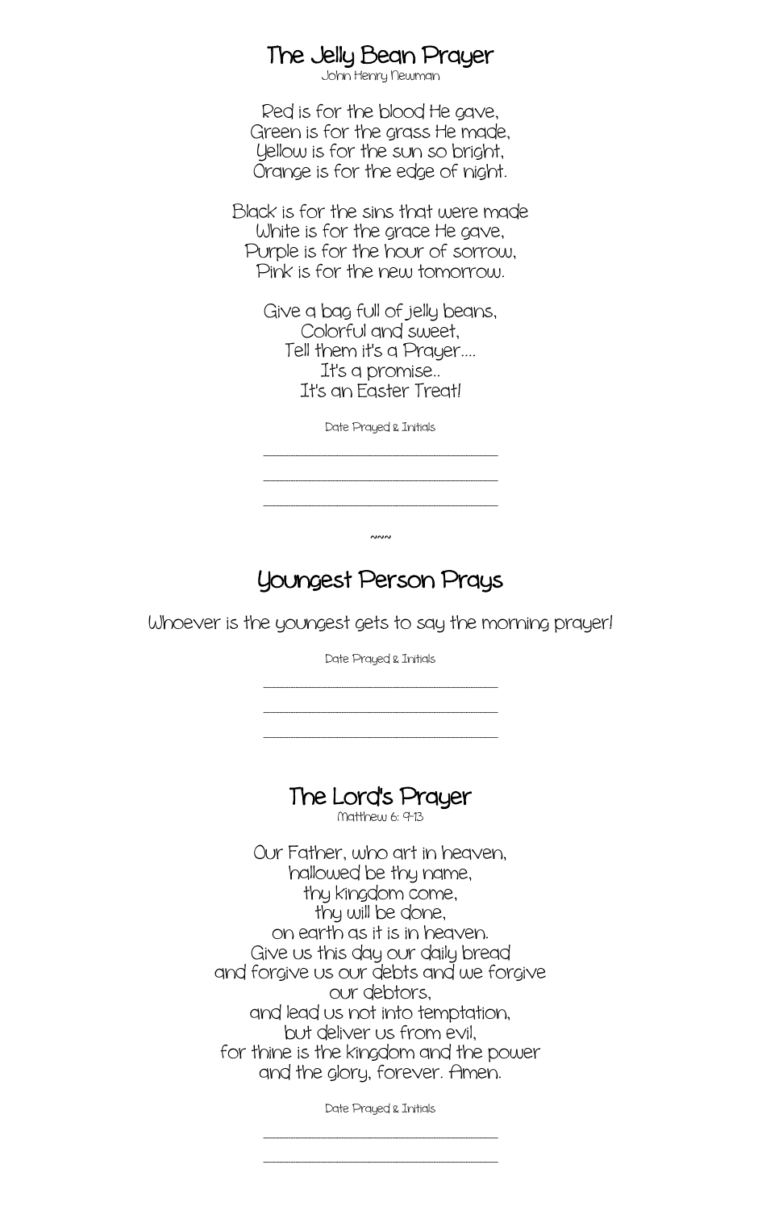# The Jelly Bean Prayer

John Henry Newman

Red is for the blood He gave,
Green is for the grass He made,
Yellow is for the sun so bright,
Orange is for the edge of night.

Black is for the sins that were made
White is for the grace He gave,
Purple is for the hour of sorrow,
Pink is for the new tomorrow.

Give a bag full of jelly beans,
Colorful and sweet,
Tell them it's a Prayer....
It's a promise..
It's an Easter Treat!

Date Prayed & Initials

\_\_\_\_\_\_\_\_\_\_\_\_\_\_\_\_\_\_\_\_\_\_\_\_\_\_\_\_\_\_

\_\_\_\_\_\_\_\_\_\_\_\_\_\_\_\_\_\_\_\_\_\_\_\_\_\_\_\_\_\_

\_\_\_\_\_\_\_\_\_\_\_\_\_\_\_\_\_\_\_\_\_\_\_\_\_\_\_\_\_\_

~~~

# Youngest Person Prays

Whoever is the youngest gets to say the morning prayer!

Date Prayed & Initials

\_\_\_\_\_\_\_\_\_\_\_\_\_\_\_\_\_\_\_\_\_\_\_\_\_\_\_\_\_\_

\_\_\_\_\_\_\_\_\_\_\_\_\_\_\_\_\_\_\_\_\_\_\_\_\_\_\_\_\_\_

\_\_\_\_\_\_\_\_\_\_\_\_\_\_\_\_\_\_\_\_\_\_\_\_\_\_\_\_\_\_

# The Lord's Prayer

Matthew 6: 9-13

Our Father, who art in heaven,
hallowed be thy name,
thy kingdom come,
thy will be done,
on earth as it is in heaven.
Give us this day our daily bread
and forgive us our debts and we forgive
our debtors,
and lead us not into temptation,
but deliver us from evil,
for thine is the kingdom and the power
and the glory, forever. Amen.

Date Prayed & Initials

\_\_\_\_\_\_\_\_\_\_\_\_\_\_\_\_\_\_\_\_\_\_\_\_\_\_\_\_\_\_

\_\_\_\_\_\_\_\_\_\_\_\_\_\_\_\_\_\_\_\_\_\_\_\_\_\_\_\_\_\_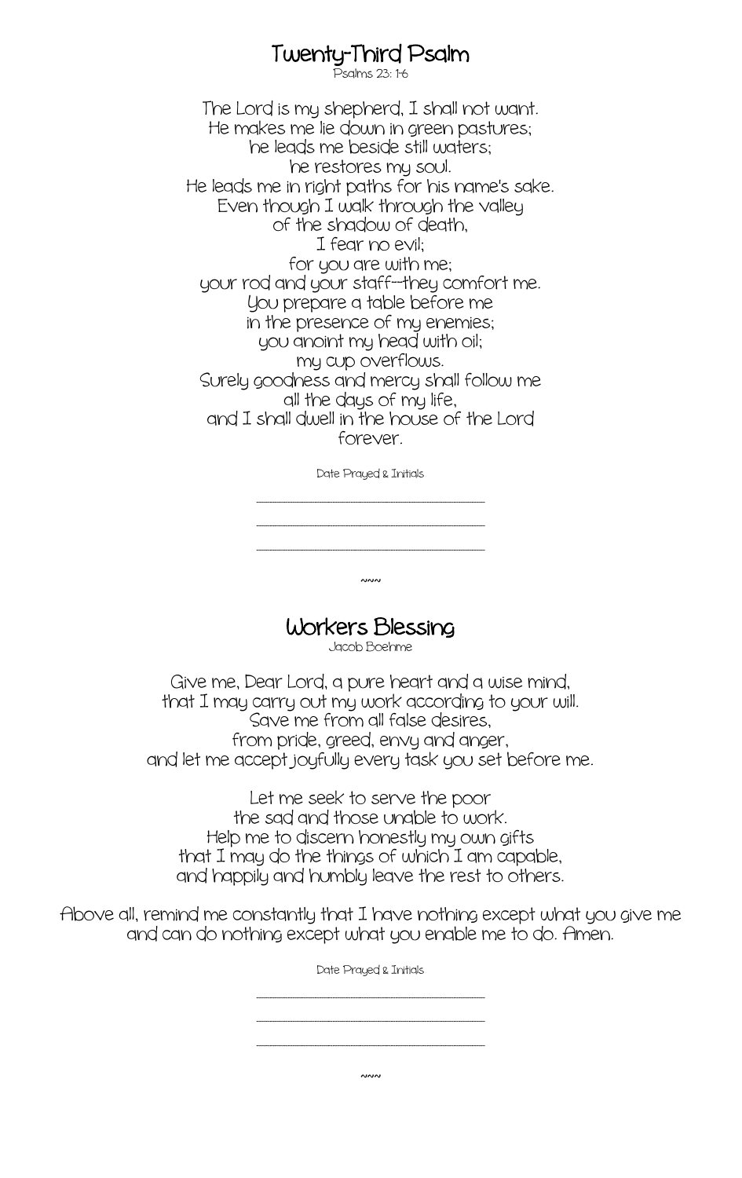## Twenty-Third Psalm

Psalms 23: 1-6

The Lord is my shepherd, I shall not want.
He makes me lie down in green pastures;
he leads me beside still waters;
he restores my soul.
He leads me in right paths for his name's sake.
Even though I walk through the valley
of the shadow of death,
I fear no evil;
for you are with me;
your rod and your staff--they comfort me.
You prepare a table before me
in the presence of my enemies;
you anoint my head with oil;
my cup overflows.
Surely goodness and mercy shall follow me
all the days of my life,
and I shall dwell in the house of the Lord
forever.

Date Prayed & Initials

\_\_\_\_\_\_\_\_\_\_\_\_\_\_\_\_\_\_\_\_\_\_\_\_\_\_\_\_\_\_

\_\_\_\_\_\_\_\_\_\_\_\_\_\_\_\_\_\_\_\_\_\_\_\_\_\_\_\_\_\_

\_\_\_\_\_\_\_\_\_\_\_\_\_\_\_\_\_\_\_\_\_\_\_\_\_\_\_\_\_\_

~~~

## Workers Blessing

Jacob Boehme

Give me, Dear Lord, a pure heart and a wise mind,
that I may carry out my work according to your will.
Save me from all false desires,
from pride, greed, envy and anger,
and let me accept joyfully every task you set before me.

Let me seek to serve the poor
the sad and those unable to work.
Help me to discern honestly my own gifts
that I may do the things of which I am capable,
and happily and humbly leave the rest to others.

Above all, remind me constantly that I have nothing except what you give me
and can do nothing except what you enable me to do. Amen.

Date Prayed & Initials

\_\_\_\_\_\_\_\_\_\_\_\_\_\_\_\_\_\_\_\_\_\_\_\_\_\_\_\_\_\_

\_\_\_\_\_\_\_\_\_\_\_\_\_\_\_\_\_\_\_\_\_\_\_\_\_\_\_\_\_\_

\_\_\_\_\_\_\_\_\_\_\_\_\_\_\_\_\_\_\_\_\_\_\_\_\_\_\_\_\_\_

~~~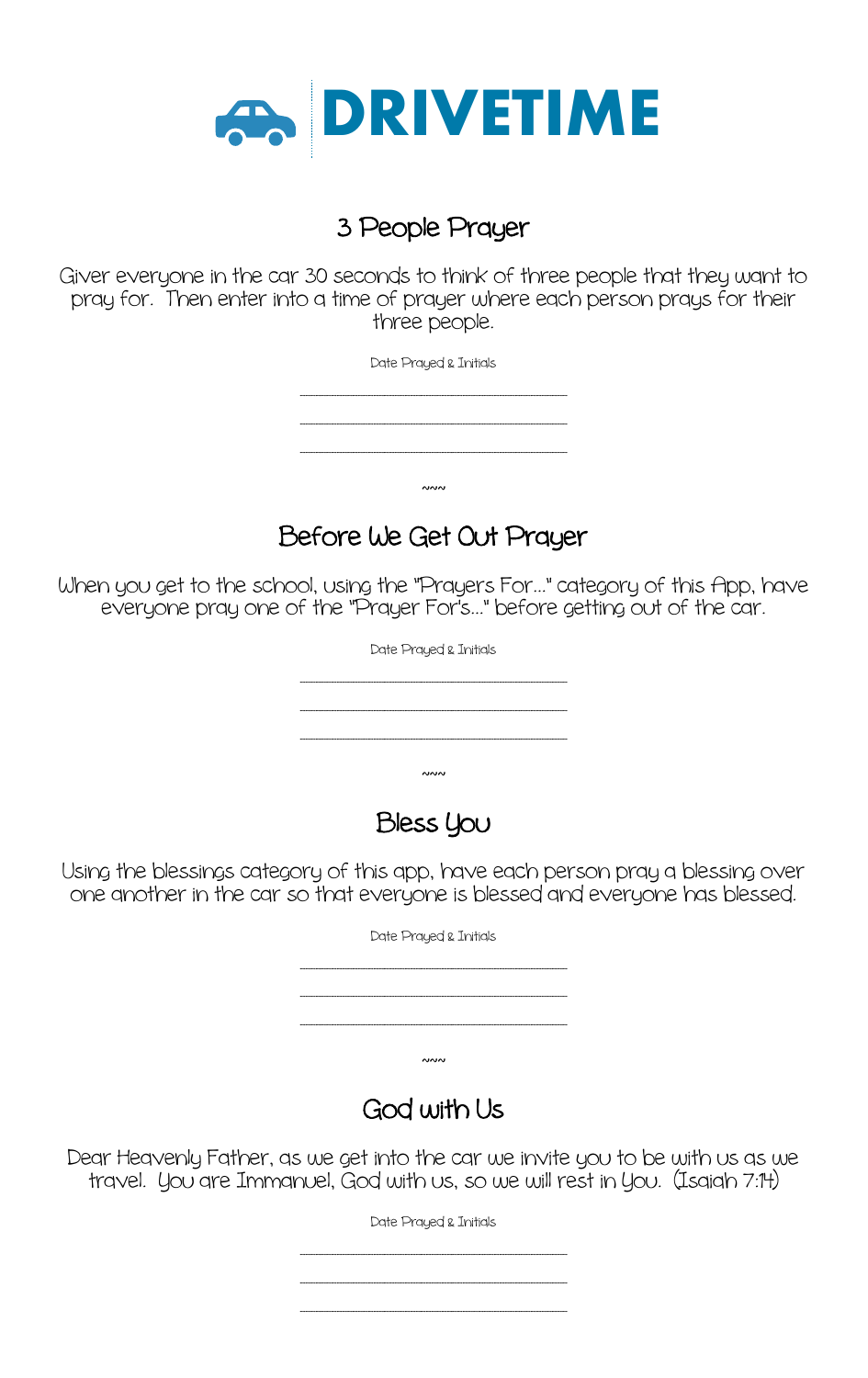# DRIVETIME

## 3 People Prayer

Giver everyone in the car 30 seconds to think of three people that they want to pray for. Then enter into a time of prayer where each person prays for their three people.

Date Prayed & Initials

\_\_\_\_\_\_\_\_\_\_\_\_\_\_\_\_\_\_\_\_\_\_\_\_\_\_\_\_\_\_

\_\_\_\_\_\_\_\_\_\_\_\_\_\_\_\_\_\_\_\_\_\_\_\_\_\_\_\_\_\_

\_\_\_\_\_\_\_\_\_\_\_\_\_\_\_\_\_\_\_\_\_\_\_\_\_\_\_\_\_\_

~~~

## Before We Get Out Prayer

When you get to the school, using the "Prayers For…" category of this App, have everyone pray one of the "Prayer For's…" before getting out of the car.

Date Prayed & Initials

\_\_\_\_\_\_\_\_\_\_\_\_\_\_\_\_\_\_\_\_\_\_\_\_\_\_\_\_\_\_

\_\_\_\_\_\_\_\_\_\_\_\_\_\_\_\_\_\_\_\_\_\_\_\_\_\_\_\_\_\_

\_\_\_\_\_\_\_\_\_\_\_\_\_\_\_\_\_\_\_\_\_\_\_\_\_\_\_\_\_\_

~~~

## Bless You

Using the blessings category of this app, have each person pray a blessing over one another in the car so that everyone is blessed and everyone has blessed.

Date Prayed & Initials

\_\_\_\_\_\_\_\_\_\_\_\_\_\_\_\_\_\_\_\_\_\_\_\_\_\_\_\_\_\_

\_\_\_\_\_\_\_\_\_\_\_\_\_\_\_\_\_\_\_\_\_\_\_\_\_\_\_\_\_\_

\_\_\_\_\_\_\_\_\_\_\_\_\_\_\_\_\_\_\_\_\_\_\_\_\_\_\_\_\_\_

~~~

## God with Us

Dear Heavenly Father, as we get into the car we invite you to be with us as we travel. You are Immanuel, God with us, so we will rest in You. (Isaiah 7:14)

Date Prayed & Initials

\_\_\_\_\_\_\_\_\_\_\_\_\_\_\_\_\_\_\_\_\_\_\_\_\_\_\_\_\_\_

\_\_\_\_\_\_\_\_\_\_\_\_\_\_\_\_\_\_\_\_\_\_\_\_\_\_\_\_\_\_

\_\_\_\_\_\_\_\_\_\_\_\_\_\_\_\_\_\_\_\_\_\_\_\_\_\_\_\_\_\_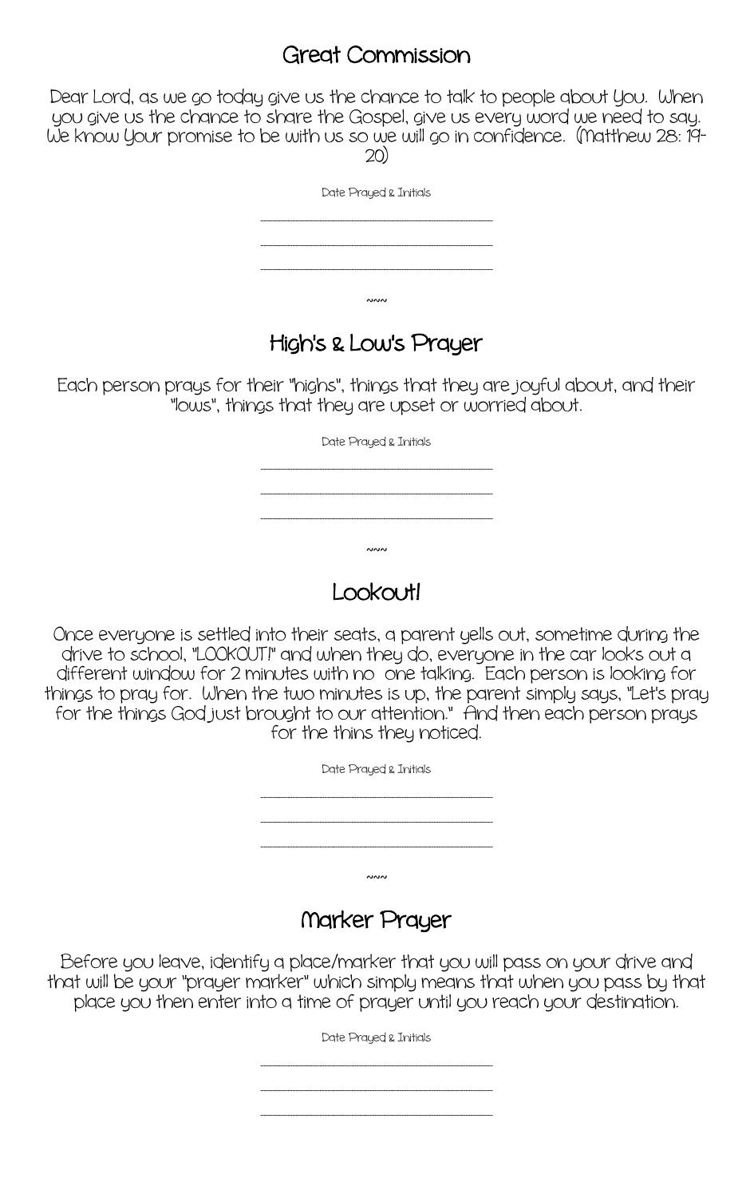## Great Commission

Dear Lord, as we go today give us the chance to talk to people about You. When you give us the chance to share the Gospel, give us every word we need to say. We know Your promise to be with us so we will go in confidence. (Matthew 28: 19-20)

Date Prayed & Initials

\_\_\_\_\_\_\_\_\_\_\_\_\_\_\_\_\_\_\_\_\_\_\_\_\_\_\_\_\_\_

\_\_\_\_\_\_\_\_\_\_\_\_\_\_\_\_\_\_\_\_\_\_\_\_\_\_\_\_\_\_

\_\_\_\_\_\_\_\_\_\_\_\_\_\_\_\_\_\_\_\_\_\_\_\_\_\_\_\_\_\_

~~~

## High's & Low's Prayer

Each person prays for their "highs", things that they are joyful about, and their "lows", things that they are upset or worried about.

Date Prayed & Initials

\_\_\_\_\_\_\_\_\_\_\_\_\_\_\_\_\_\_\_\_\_\_\_\_\_\_\_\_\_\_

\_\_\_\_\_\_\_\_\_\_\_\_\_\_\_\_\_\_\_\_\_\_\_\_\_\_\_\_\_\_

\_\_\_\_\_\_\_\_\_\_\_\_\_\_\_\_\_\_\_\_\_\_\_\_\_\_\_\_\_\_

~~~

## Lookout!

Once everyone is settled into their seats, a parent yells out, sometime during the drive to school, "LOOKOUT!" and when they do, everyone in the car looks out a different window for 2 minutes with no one talking. Each person is looking for things to pray for. When the two minutes is up, the parent simply says, "Let's pray for the things God just brought to our attention." And then each person prays for the thins they noticed.

Date Prayed & Initials

\_\_\_\_\_\_\_\_\_\_\_\_\_\_\_\_\_\_\_\_\_\_\_\_\_\_\_\_\_\_

\_\_\_\_\_\_\_\_\_\_\_\_\_\_\_\_\_\_\_\_\_\_\_\_\_\_\_\_\_\_

\_\_\_\_\_\_\_\_\_\_\_\_\_\_\_\_\_\_\_\_\_\_\_\_\_\_\_\_\_\_

~~~

## Marker Prayer

Before you leave, identify a place/marker that you will pass on your drive and that will be your "prayer marker" which simply means that when you pass by that place you then enter into a time of prayer until you reach your destination.

Date Prayed & Initials

\_\_\_\_\_\_\_\_\_\_\_\_\_\_\_\_\_\_\_\_\_\_\_\_\_\_\_\_\_\_

\_\_\_\_\_\_\_\_\_\_\_\_\_\_\_\_\_\_\_\_\_\_\_\_\_\_\_\_\_\_

\_\_\_\_\_\_\_\_\_\_\_\_\_\_\_\_\_\_\_\_\_\_\_\_\_\_\_\_\_\_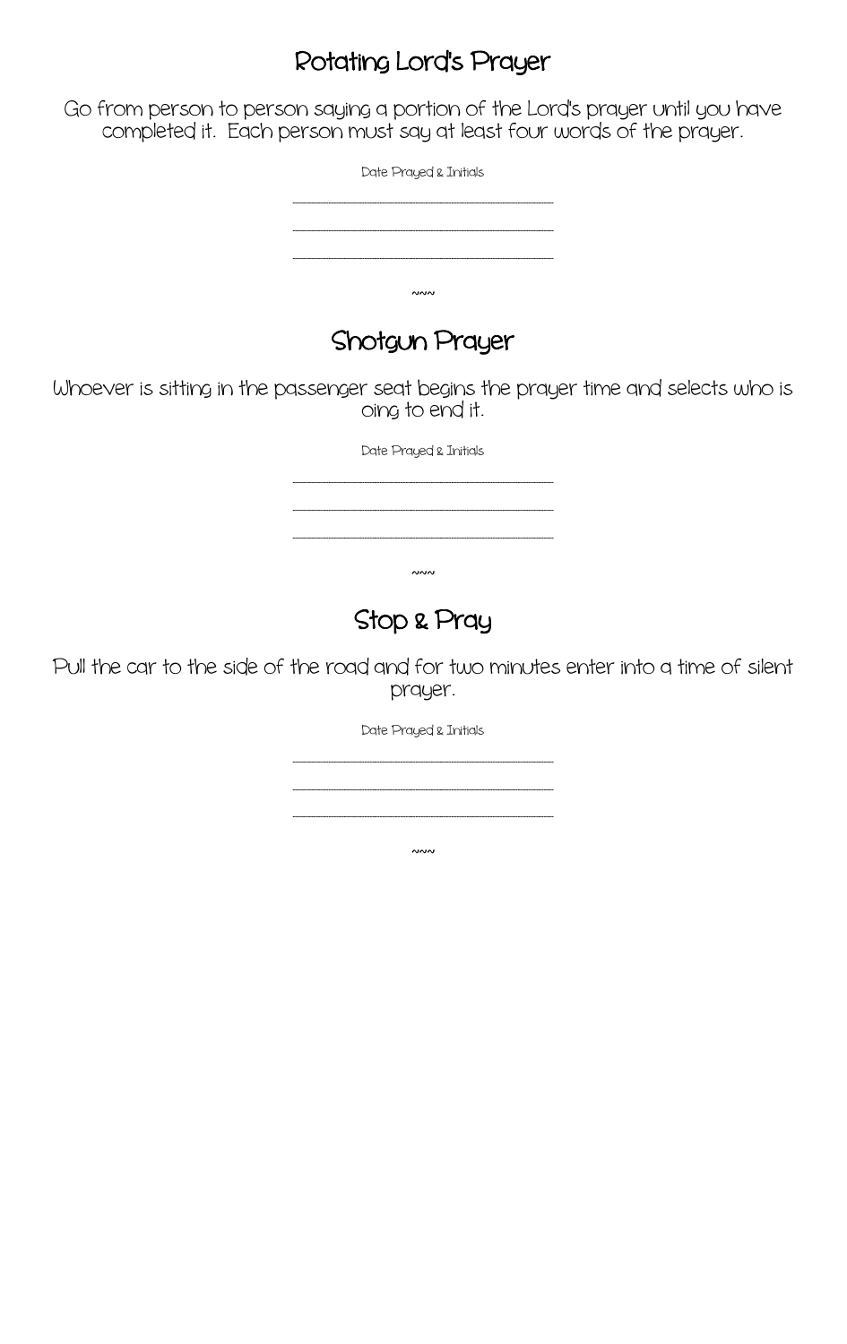## Rotating Lord's Prayer

Go from person to person saying a portion of the Lord's prayer until you have completed it. Each person must say at least four words of the prayer.

Date Prayed & Initials

\_\_\_\_\_\_\_\_\_\_\_\_\_\_\_\_\_\_\_\_\_\_\_\_\_\_\_\_\_\_\_\_

\_\_\_\_\_\_\_\_\_\_\_\_\_\_\_\_\_\_\_\_\_\_\_\_\_\_\_\_\_\_\_\_

\_\_\_\_\_\_\_\_\_\_\_\_\_\_\_\_\_\_\_\_\_\_\_\_\_\_\_\_\_\_\_\_

~~~

## Shotgun Prayer

Whoever is sitting in the passenger seat begins the prayer time and selects who is oing to end it.

Date Prayed & Initials

\_\_\_\_\_\_\_\_\_\_\_\_\_\_\_\_\_\_\_\_\_\_\_\_\_\_\_\_\_\_\_\_

\_\_\_\_\_\_\_\_\_\_\_\_\_\_\_\_\_\_\_\_\_\_\_\_\_\_\_\_\_\_\_\_

\_\_\_\_\_\_\_\_\_\_\_\_\_\_\_\_\_\_\_\_\_\_\_\_\_\_\_\_\_\_\_\_

~~~

## Stop & Pray

Pull the car to the side of the road and for two minutes enter into a time of silent prayer.

Date Prayed & Initials

\_\_\_\_\_\_\_\_\_\_\_\_\_\_\_\_\_\_\_\_\_\_\_\_\_\_\_\_\_\_\_\_

\_\_\_\_\_\_\_\_\_\_\_\_\_\_\_\_\_\_\_\_\_\_\_\_\_\_\_\_\_\_\_\_

\_\_\_\_\_\_\_\_\_\_\_\_\_\_\_\_\_\_\_\_\_\_\_\_\_\_\_\_\_\_\_\_

~~~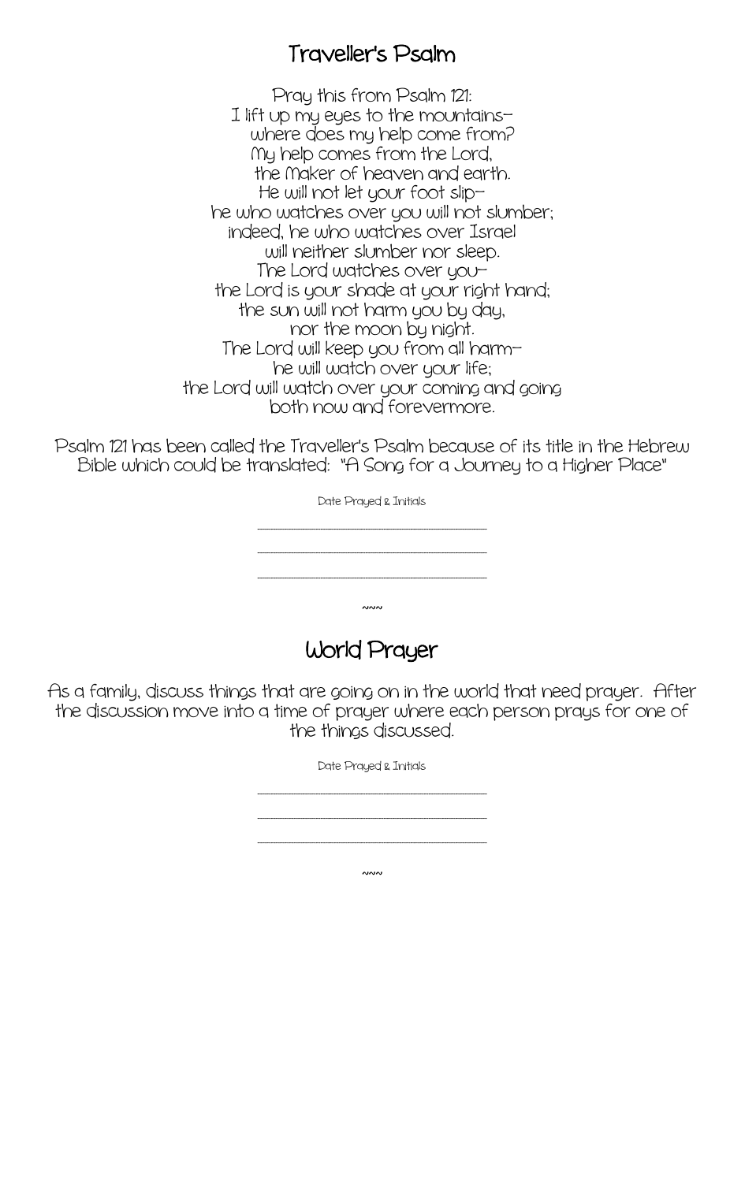## Traveller's Psalm

Pray this from Psalm 121:
I lift up my eyes to the mountains—
where does my help come from?
My help comes from the Lord,
the Maker of heaven and earth.
He will not let your foot slip—
he who watches over you will not slumber;
indeed, he who watches over Israel
will neither slumber nor sleep.
The Lord watches over you—
the Lord is your shade at your right hand;
the sun will not harm you by day,
nor the moon by night.
The Lord will keep you from all harm—
he will watch over your life;
the Lord will watch over your coming and going
both now and forevermore.

Psalm 121 has been called the Traveller's Psalm because of its title in the Hebrew Bible which could be translated: "A Song for a Journey to a Higher Place"

Date Prayed & Initials

\_\_\_\_\_\_\_\_\_\_\_\_\_\_\_\_\_\_\_\_\_\_\_\_\_\_\_\_\_\_

\_\_\_\_\_\_\_\_\_\_\_\_\_\_\_\_\_\_\_\_\_\_\_\_\_\_\_\_\_\_

\_\_\_\_\_\_\_\_\_\_\_\_\_\_\_\_\_\_\_\_\_\_\_\_\_\_\_\_\_\_

~~~

## World Prayer

As a family, discuss things that are going on in the world that need prayer. After the discussion move into a time of prayer where each person prays for one of the things discussed.

Date Prayed & Initials

\_\_\_\_\_\_\_\_\_\_\_\_\_\_\_\_\_\_\_\_\_\_\_\_\_\_\_\_\_\_

\_\_\_\_\_\_\_\_\_\_\_\_\_\_\_\_\_\_\_\_\_\_\_\_\_\_\_\_\_\_

\_\_\_\_\_\_\_\_\_\_\_\_\_\_\_\_\_\_\_\_\_\_\_\_\_\_\_\_\_\_

~~~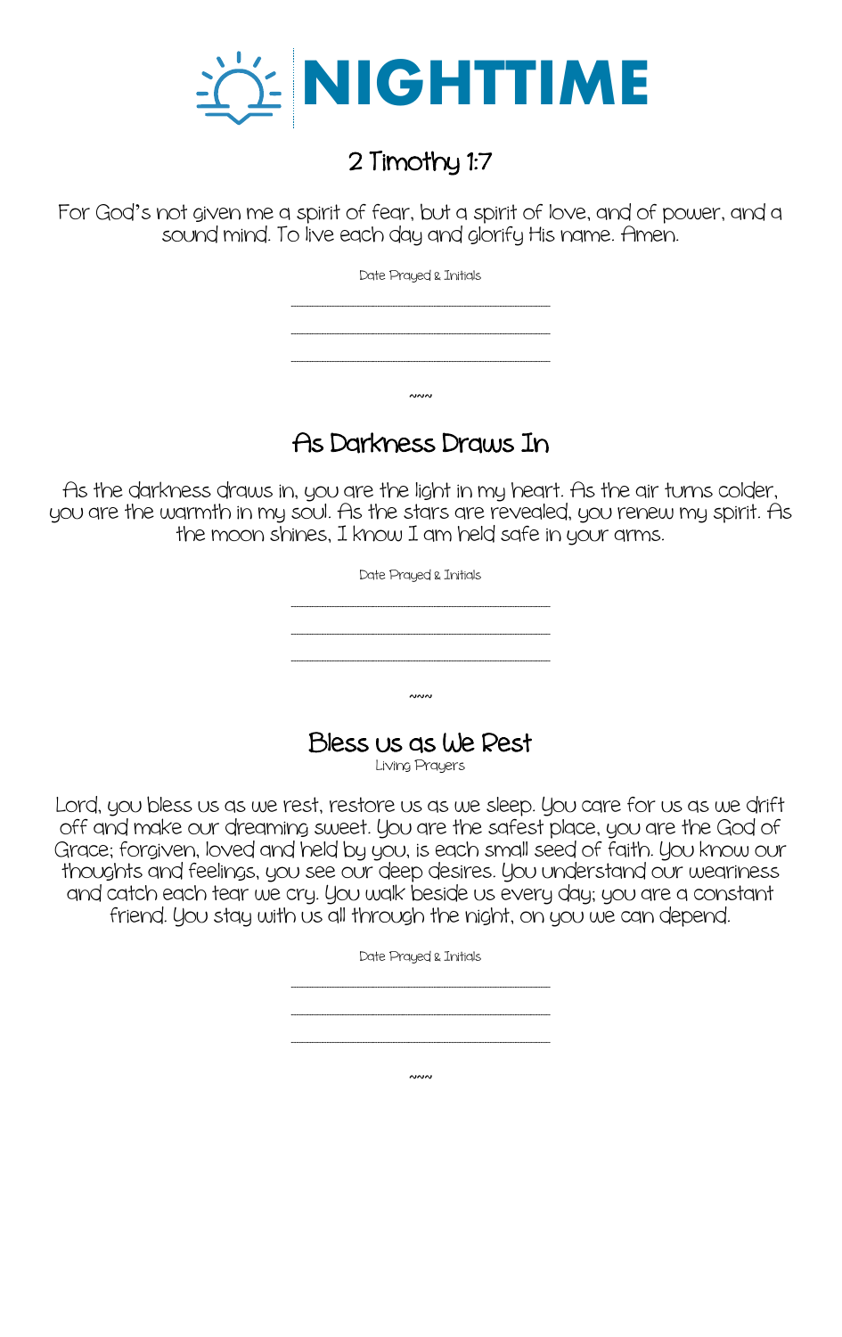# NIGHTTIME

## 2 Timothy 1:7

For God's not given me a spirit of fear, but a spirit of love, and of power, and a sound mind. To live each day and glorify His name. Amen.

Date Prayed & Initials

\_\_\_\_\_\_\_\_\_\_\_\_\_\_\_\_\_\_\_\_\_\_\_\_\_\_\_\_\_\_

\_\_\_\_\_\_\_\_\_\_\_\_\_\_\_\_\_\_\_\_\_\_\_\_\_\_\_\_\_\_

\_\_\_\_\_\_\_\_\_\_\_\_\_\_\_\_\_\_\_\_\_\_\_\_\_\_\_\_\_\_

~~~

## As Darkness Draws In

As the darkness draws in, you are the light in my heart. As the air turns colder, you are the warmth in my soul. As the stars are revealed, you renew my spirit. As the moon shines, I know I am held safe in your arms.

Date Prayed & Initials

\_\_\_\_\_\_\_\_\_\_\_\_\_\_\_\_\_\_\_\_\_\_\_\_\_\_\_\_\_\_

\_\_\_\_\_\_\_\_\_\_\_\_\_\_\_\_\_\_\_\_\_\_\_\_\_\_\_\_\_\_

\_\_\_\_\_\_\_\_\_\_\_\_\_\_\_\_\_\_\_\_\_\_\_\_\_\_\_\_\_\_

~~~

## Bless us as We Rest

Living Prayers

Lord, you bless us as we rest, restore us as we sleep. You care for us as we drift off and make our dreaming sweet. You are the safest place, you are the God of Grace; forgiven, loved and held by you, is each small seed of faith. You know our thoughts and feelings, you see our deep desires. You understand our weariness and catch each tear we cry. You walk beside us every day; you are a constant friend. You stay with us all through the night, on you we can depend.

Date Prayed & Initials

\_\_\_\_\_\_\_\_\_\_\_\_\_\_\_\_\_\_\_\_\_\_\_\_\_\_\_\_\_\_

\_\_\_\_\_\_\_\_\_\_\_\_\_\_\_\_\_\_\_\_\_\_\_\_\_\_\_\_\_\_

\_\_\_\_\_\_\_\_\_\_\_\_\_\_\_\_\_\_\_\_\_\_\_\_\_\_\_\_\_\_

~~~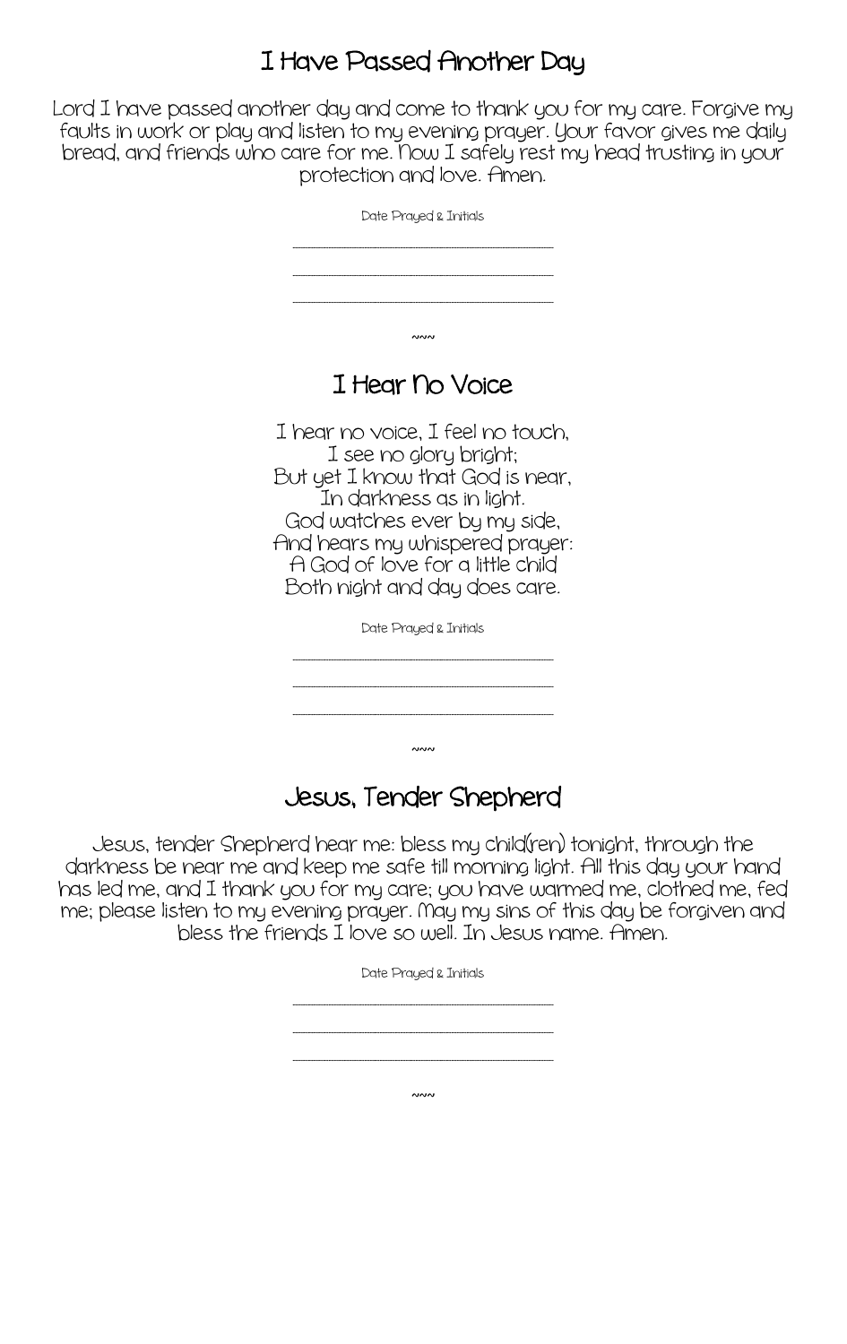# I Have Passed Another Day

Lord I have passed another day and come to thank you for my care. Forgive my faults in work or play and listen to my evening prayer. Your favor gives me daily bread, and friends who care for me. Now I safely rest my head trusting in your protection and love. Amen.

Date Prayed & Initials

\_\_\_\_\_\_\_\_\_\_\_\_\_\_\_\_\_\_\_\_\_\_\_\_\_\_\_\_\_\_\_\_

\_\_\_\_\_\_\_\_\_\_\_\_\_\_\_\_\_\_\_\_\_\_\_\_\_\_\_\_\_\_\_\_

\_\_\_\_\_\_\_\_\_\_\_\_\_\_\_\_\_\_\_\_\_\_\_\_\_\_\_\_\_\_\_\_

~~~

# I Hear No Voice

I hear no voice, I feel no touch,
I see no glory bright;
But yet I know that God is near,
In darkness as in light.
God watches ever by my side,
And hears my whispered prayer:
A God of love for a little child
Both night and day does care.

Date Prayed & Initials

\_\_\_\_\_\_\_\_\_\_\_\_\_\_\_\_\_\_\_\_\_\_\_\_\_\_\_\_\_\_\_\_

\_\_\_\_\_\_\_\_\_\_\_\_\_\_\_\_\_\_\_\_\_\_\_\_\_\_\_\_\_\_\_\_

\_\_\_\_\_\_\_\_\_\_\_\_\_\_\_\_\_\_\_\_\_\_\_\_\_\_\_\_\_\_\_\_

~~~

# Jesus, Tender Shepherd

Jesus, tender Shepherd hear me: bless my child(ren) tonight, through the darkness be near me and keep me safe till morning light. All this day your hand has led me, and I thank you for my care; you have warmed me, clothed me, fed me; please listen to my evening prayer. May my sins of this day be forgiven and bless the friends I love so well. In Jesus name. Amen.

Date Prayed & Initials

\_\_\_\_\_\_\_\_\_\_\_\_\_\_\_\_\_\_\_\_\_\_\_\_\_\_\_\_\_\_\_\_

\_\_\_\_\_\_\_\_\_\_\_\_\_\_\_\_\_\_\_\_\_\_\_\_\_\_\_\_\_\_\_\_

\_\_\_\_\_\_\_\_\_\_\_\_\_\_\_\_\_\_\_\_\_\_\_\_\_\_\_\_\_\_\_\_

~~~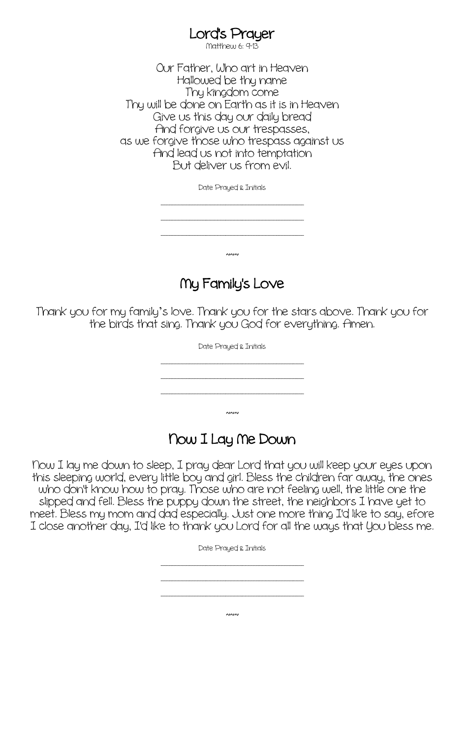## Lord's Prayer

Matthew 6: 9-13

Our Father, Who art in Heaven
Hallowed be thy name
Thy kingdom come
Thy will be done on Earth as it is in Heaven
Give us this day our daily bread
And forgive us our trespasses,
as we forgive those who trespass against us
And lead us not into temptation
But deliver us from evil.

Date Prayed & Initials

\_\_\_\_\_\_\_\_\_\_\_\_\_\_\_\_\_\_\_\_\_\_\_\_\_\_\_\_\_\_\_\_

\_\_\_\_\_\_\_\_\_\_\_\_\_\_\_\_\_\_\_\_\_\_\_\_\_\_\_\_\_\_\_\_

\_\_\_\_\_\_\_\_\_\_\_\_\_\_\_\_\_\_\_\_\_\_\_\_\_\_\_\_\_\_\_\_

~~~

## My Family's Love

Thank you for my family's love. Thank you for the stars above. Thank you for the birds that sing. Thank you God for everything. Amen.

Date Prayed & Initials

\_\_\_\_\_\_\_\_\_\_\_\_\_\_\_\_\_\_\_\_\_\_\_\_\_\_\_\_\_\_\_\_

\_\_\_\_\_\_\_\_\_\_\_\_\_\_\_\_\_\_\_\_\_\_\_\_\_\_\_\_\_\_\_\_

\_\_\_\_\_\_\_\_\_\_\_\_\_\_\_\_\_\_\_\_\_\_\_\_\_\_\_\_\_\_\_\_

~~~

## Now I Lay Me Down

Now I lay me down to sleep, I pray dear Lord that you will keep your eyes upon this sleeping world, every little boy and girl. Bless the children far away, the ones who don't know how to pray. Those who are not feeling well, the little one the slipped and fell. Bless the puppy down the street, the neighbors I have yet to meet. Bless my mom and dad especially. Just one more thing I'd like to say, efore I close another day, I'd like to thank you Lord for all the ways that You bless me.

Date Prayed & Initials

\_\_\_\_\_\_\_\_\_\_\_\_\_\_\_\_\_\_\_\_\_\_\_\_\_\_\_\_\_\_\_\_

\_\_\_\_\_\_\_\_\_\_\_\_\_\_\_\_\_\_\_\_\_\_\_\_\_\_\_\_\_\_\_\_

\_\_\_\_\_\_\_\_\_\_\_\_\_\_\_\_\_\_\_\_\_\_\_\_\_\_\_\_\_\_\_\_

~~~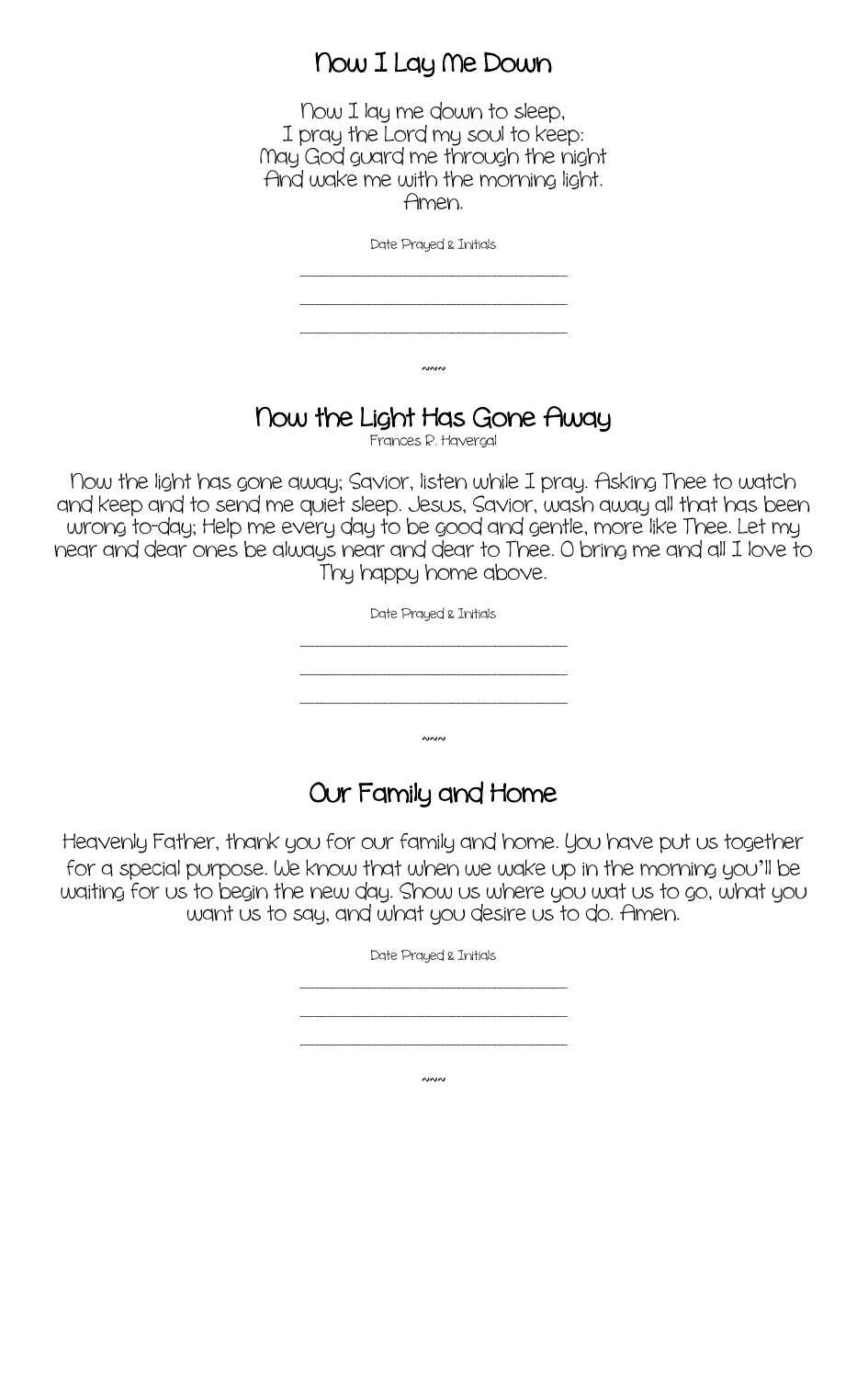## Now I Lay Me Down

Now I lay me down to sleep,
I pray the Lord my soul to keep:
May God guard me through the night
And wake me with the morning light.
Amen.

Date Prayed & Initials

\_\_\_\_\_\_\_\_\_\_\_\_\_\_\_\_\_\_\_\_\_\_\_\_\_\_\_\_\_\_\_\_

\_\_\_\_\_\_\_\_\_\_\_\_\_\_\_\_\_\_\_\_\_\_\_\_\_\_\_\_\_\_\_\_

\_\_\_\_\_\_\_\_\_\_\_\_\_\_\_\_\_\_\_\_\_\_\_\_\_\_\_\_\_\_\_\_

~~~

## Now the Light Has Gone Away

Frances R. Havergal

Now the light has gone away; Savior, listen while I pray. Asking Thee to watch and keep and to send me quiet sleep. Jesus, Savior, wash away all that has been wrong to-day; Help me every day to be good and gentle, more like Thee. Let my near and dear ones be always near and dear to Thee. O bring me and all I love to Thy happy home above.

Date Prayed & Initials

\_\_\_\_\_\_\_\_\_\_\_\_\_\_\_\_\_\_\_\_\_\_\_\_\_\_\_\_\_\_\_\_

\_\_\_\_\_\_\_\_\_\_\_\_\_\_\_\_\_\_\_\_\_\_\_\_\_\_\_\_\_\_\_\_

\_\_\_\_\_\_\_\_\_\_\_\_\_\_\_\_\_\_\_\_\_\_\_\_\_\_\_\_\_\_\_\_

~~~

## Our Family and Home

Heavenly Father, thank you for our family and home. You have put us together for a special purpose. We know that when we wake up in the morning you'll be waiting for us to begin the new day. Show us where you wat us to go, what you want us to say, and what you desire us to do. Amen.

Date Prayed & Initials

\_\_\_\_\_\_\_\_\_\_\_\_\_\_\_\_\_\_\_\_\_\_\_\_\_\_\_\_\_\_\_\_

\_\_\_\_\_\_\_\_\_\_\_\_\_\_\_\_\_\_\_\_\_\_\_\_\_\_\_\_\_\_\_\_

\_\_\_\_\_\_\_\_\_\_\_\_\_\_\_\_\_\_\_\_\_\_\_\_\_\_\_\_\_\_\_\_

~~~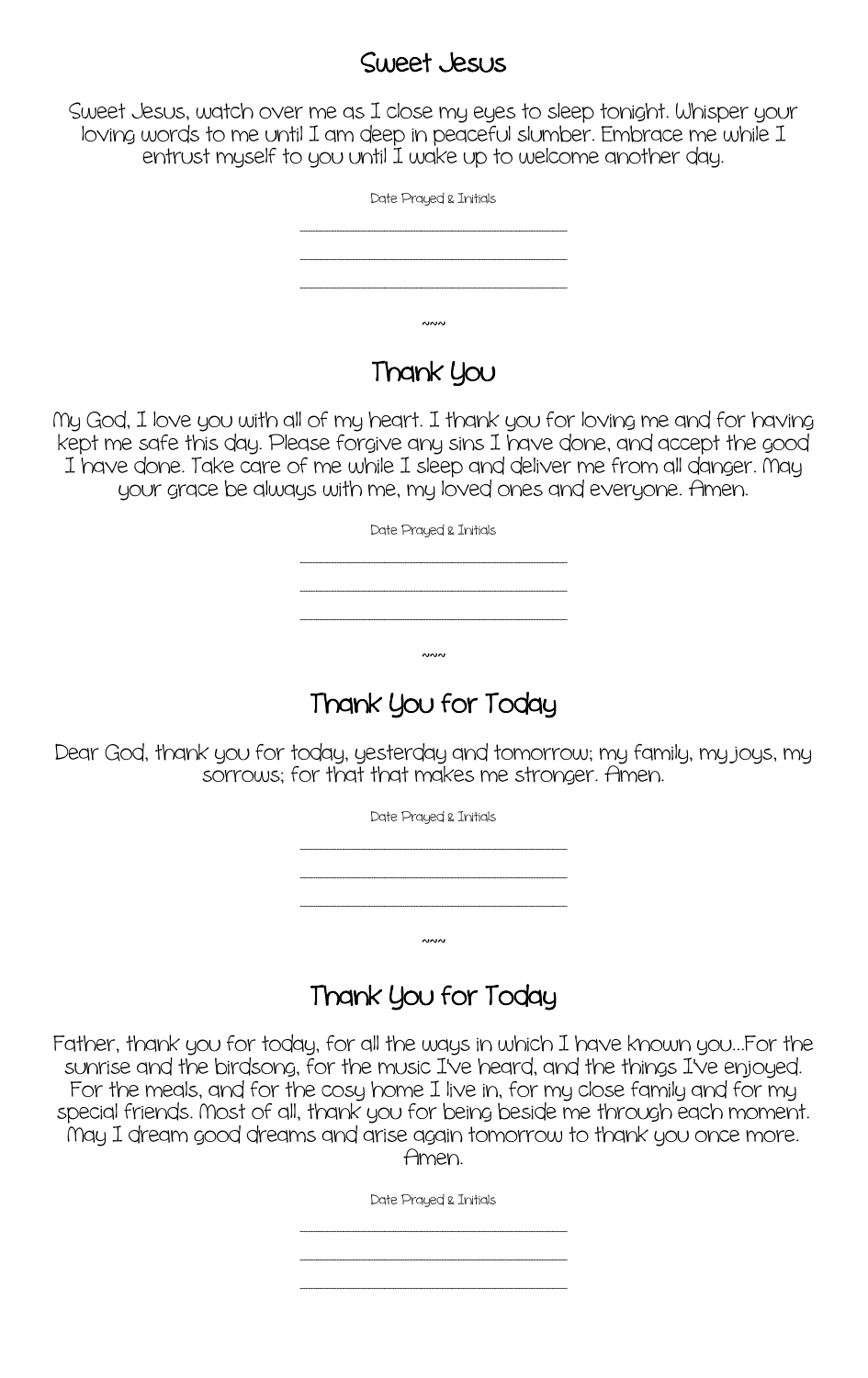## Sweet Jesus

Sweet Jesus, watch over me as I close my eyes to sleep tonight. Whisper your loving words to me until I am deep in peaceful slumber. Embrace me while I entrust myself to you until I wake up to welcome another day.

Date Prayed & Initials

\_\_\_\_\_\_\_\_\_\_\_\_\_\_\_\_\_\_\_\_\_\_\_\_\_\_\_\_\_\_\_\_

\_\_\_\_\_\_\_\_\_\_\_\_\_\_\_\_\_\_\_\_\_\_\_\_\_\_\_\_\_\_\_\_

\_\_\_\_\_\_\_\_\_\_\_\_\_\_\_\_\_\_\_\_\_\_\_\_\_\_\_\_\_\_\_\_

~~~

## Thank You

My God, I love you with all of my heart. I thank you for loving me and for having kept me safe this day. Please forgive any sins I have done, and accept the good I have done. Take care of me while I sleep and deliver me from all danger. May your grace be always with me, my loved ones and everyone. Amen.

Date Prayed & Initials

\_\_\_\_\_\_\_\_\_\_\_\_\_\_\_\_\_\_\_\_\_\_\_\_\_\_\_\_\_\_\_\_

\_\_\_\_\_\_\_\_\_\_\_\_\_\_\_\_\_\_\_\_\_\_\_\_\_\_\_\_\_\_\_\_

\_\_\_\_\_\_\_\_\_\_\_\_\_\_\_\_\_\_\_\_\_\_\_\_\_\_\_\_\_\_\_\_

~~~

## Thank You for Today

Dear God, thank you for today, yesterday and tomorrow; my family, my joys, my sorrows; for that that makes me stronger. Amen.

Date Prayed & Initials

\_\_\_\_\_\_\_\_\_\_\_\_\_\_\_\_\_\_\_\_\_\_\_\_\_\_\_\_\_\_\_\_

\_\_\_\_\_\_\_\_\_\_\_\_\_\_\_\_\_\_\_\_\_\_\_\_\_\_\_\_\_\_\_\_

\_\_\_\_\_\_\_\_\_\_\_\_\_\_\_\_\_\_\_\_\_\_\_\_\_\_\_\_\_\_\_\_

~~~

## Thank You for Today

Father, thank you for today, for all the ways in which I have known you...For the sunrise and the birdsong, for the music I've heard, and the things I've enjoyed. For the meals, and for the cosy home I live in, for my close family and for my special friends. Most of all, thank you for being beside me through each moment. May I dream good dreams and arise again tomorrow to thank you once more. Amen.

Date Prayed & Initials

\_\_\_\_\_\_\_\_\_\_\_\_\_\_\_\_\_\_\_\_\_\_\_\_\_\_\_\_\_\_\_\_

\_\_\_\_\_\_\_\_\_\_\_\_\_\_\_\_\_\_\_\_\_\_\_\_\_\_\_\_\_\_\_\_

\_\_\_\_\_\_\_\_\_\_\_\_\_\_\_\_\_\_\_\_\_\_\_\_\_\_\_\_\_\_\_\_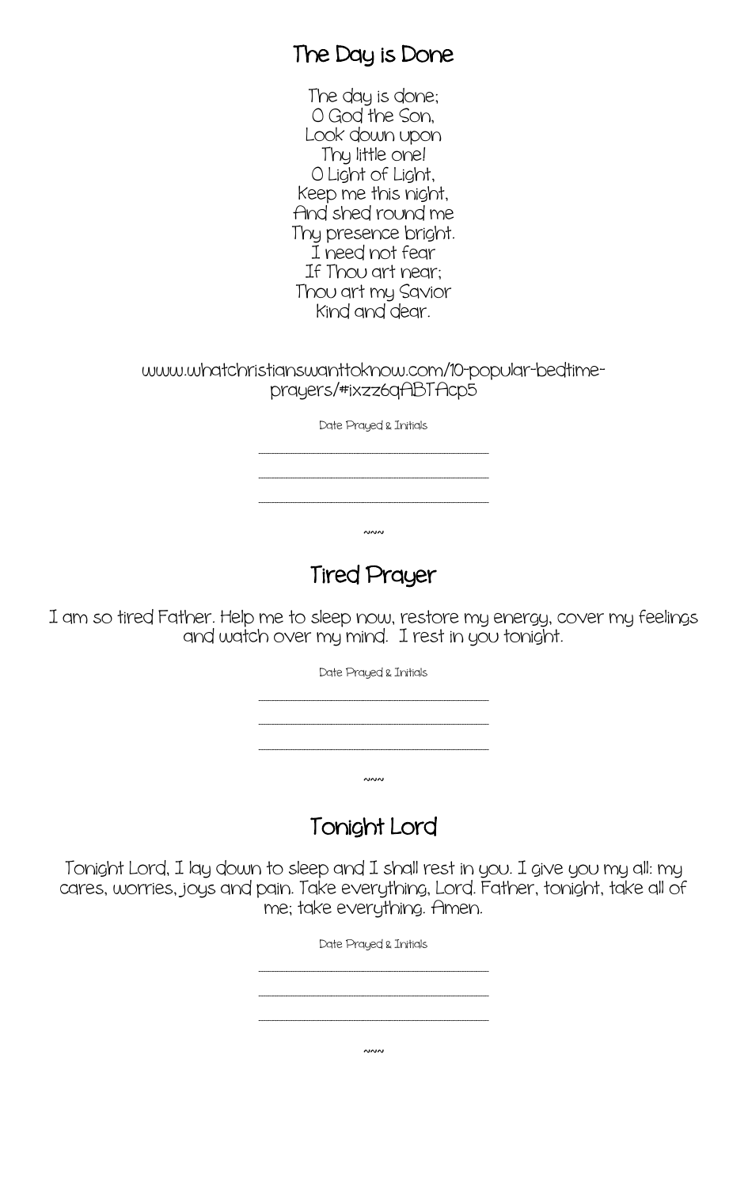## The Day is Done

The day is done;
O God the Son,
Look down upon
Thy little one!
O Light of Light,
Keep me this night,
And shed round me
Thy presence bright.
I need not fear
If Thou art near;
Thou art my Savior
Kind and dear.

www.whatchristianswanttoknow.com/10-popular-bedtime-prayers/#ixzz6qABTAcp5

Date Prayed & Initials

\_\_\_\_\_\_\_\_\_\_\_\_\_\_\_\_\_\_\_\_\_\_\_\_\_\_\_\_\_\_

\_\_\_\_\_\_\_\_\_\_\_\_\_\_\_\_\_\_\_\_\_\_\_\_\_\_\_\_\_\_

\_\_\_\_\_\_\_\_\_\_\_\_\_\_\_\_\_\_\_\_\_\_\_\_\_\_\_\_\_\_

~~~

## Tired Prayer

I am so tired Father. Help me to sleep now, restore my energy, cover my feelings and watch over my mind. I rest in you tonight.

Date Prayed & Initials

\_\_\_\_\_\_\_\_\_\_\_\_\_\_\_\_\_\_\_\_\_\_\_\_\_\_\_\_\_\_

\_\_\_\_\_\_\_\_\_\_\_\_\_\_\_\_\_\_\_\_\_\_\_\_\_\_\_\_\_\_

\_\_\_\_\_\_\_\_\_\_\_\_\_\_\_\_\_\_\_\_\_\_\_\_\_\_\_\_\_\_

~~~

## Tonight Lord

Tonight Lord, I lay down to sleep and I shall rest in you. I give you my all: my cares, worries, joys and pain. Take everything, Lord. Father, tonight, take all of me; take everything. Amen.

Date Prayed & Initials

\_\_\_\_\_\_\_\_\_\_\_\_\_\_\_\_\_\_\_\_\_\_\_\_\_\_\_\_\_\_

\_\_\_\_\_\_\_\_\_\_\_\_\_\_\_\_\_\_\_\_\_\_\_\_\_\_\_\_\_\_

\_\_\_\_\_\_\_\_\_\_\_\_\_\_\_\_\_\_\_\_\_\_\_\_\_\_\_\_\_\_

~~~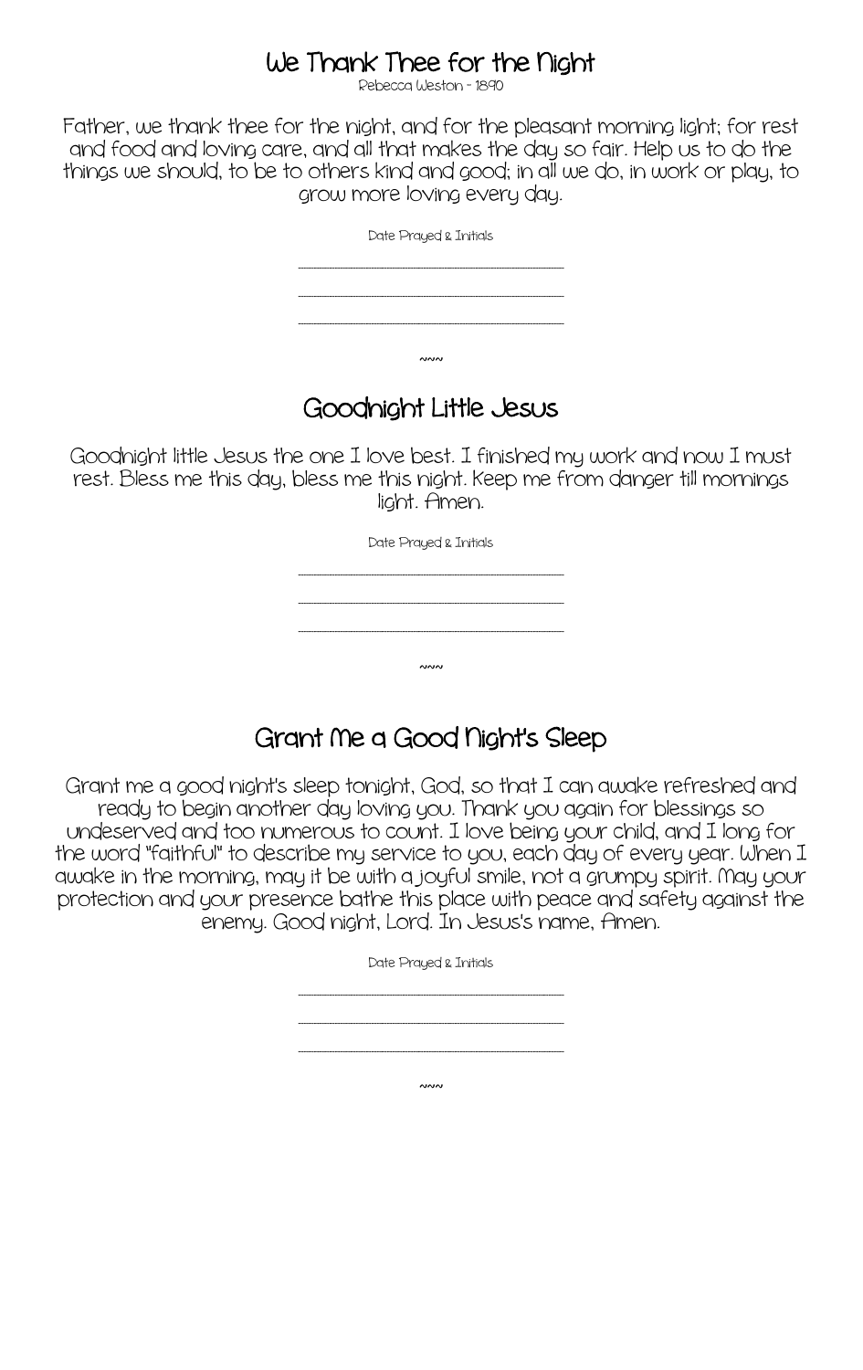## We Thank Thee for the Night

Rebecca Weston - 1890

Father, we thank thee for the night, and for the pleasant morning light; for rest and food and loving care, and all that makes the day so fair. Help us to do the things we should, to be to others kind and good; in all we do, in work or play, to grow more loving every day.

Date Prayed & Initials

\_\_\_\_\_\_\_\_\_\_\_\_\_\_\_\_\_\_\_\_\_\_\_\_\_\_\_\_\_\_

\_\_\_\_\_\_\_\_\_\_\_\_\_\_\_\_\_\_\_\_\_\_\_\_\_\_\_\_\_\_

\_\_\_\_\_\_\_\_\_\_\_\_\_\_\_\_\_\_\_\_\_\_\_\_\_\_\_\_\_\_

~~~

## Goodnight Little Jesus

Goodnight little Jesus the one I love best. I finished my work and now I must rest. Bless me this day, bless me this night. Keep me from danger till mornings light. Amen.

Date Prayed & Initials

\_\_\_\_\_\_\_\_\_\_\_\_\_\_\_\_\_\_\_\_\_\_\_\_\_\_\_\_\_\_

\_\_\_\_\_\_\_\_\_\_\_\_\_\_\_\_\_\_\_\_\_\_\_\_\_\_\_\_\_\_

\_\_\_\_\_\_\_\_\_\_\_\_\_\_\_\_\_\_\_\_\_\_\_\_\_\_\_\_\_\_

~~~

## Grant Me a Good Night's Sleep

Grant me a good night's sleep tonight, God, so that I can awake refreshed and ready to begin another day loving you. Thank you again for blessings so undeserved and too numerous to count. I love being your child, and I long for the word "faithful" to describe my service to you, each day of every year. When I awake in the morning, may it be with a joyful smile, not a grumpy spirit. May your protection and your presence bathe this place with peace and safety against the enemy. Good night, Lord. In Jesus's name, Amen.

Date Prayed & Initials

\_\_\_\_\_\_\_\_\_\_\_\_\_\_\_\_\_\_\_\_\_\_\_\_\_\_\_\_\_\_

\_\_\_\_\_\_\_\_\_\_\_\_\_\_\_\_\_\_\_\_\_\_\_\_\_\_\_\_\_\_

\_\_\_\_\_\_\_\_\_\_\_\_\_\_\_\_\_\_\_\_\_\_\_\_\_\_\_\_\_\_

~~~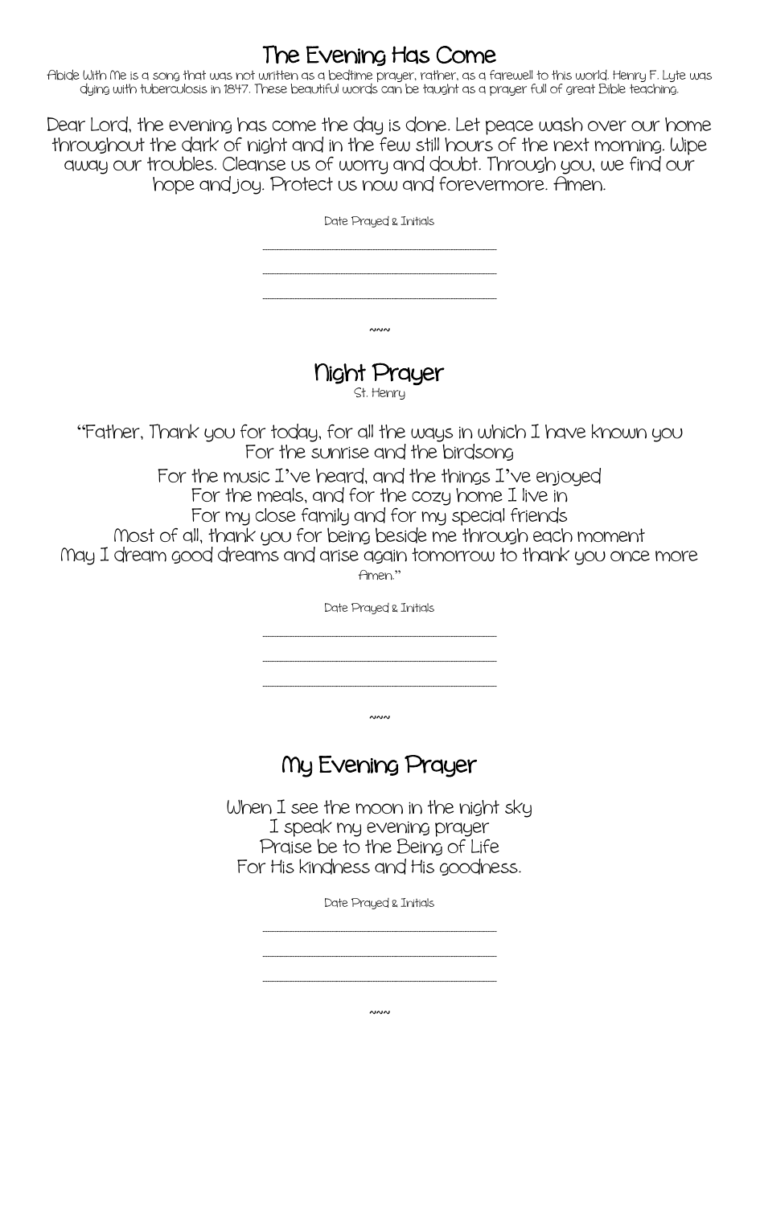# The Evening Has Come

Abide With Me is a song that was not written as a bedtime prayer, rather, as a farewell to this world. Henry F. Lyte was dying with tuberculosis in 1847. These beautiful words can be taught as a prayer full of great Bible teaching.

Dear Lord, the evening has come the day is done. Let peace wash over our home throughout the dark of night and in the few still hours of the next morning. Wipe away our troubles. Cleanse us of worry and doubt. Through you, we find our hope and joy. Protect us now and forevermore. Amen.

Date Prayed & Initials

\_\_\_\_\_\_\_\_\_\_\_\_\_\_\_\_\_\_\_\_\_\_\_\_\_\_\_\_\_\_\_\_

\_\_\_\_\_\_\_\_\_\_\_\_\_\_\_\_\_\_\_\_\_\_\_\_\_\_\_\_\_\_\_\_

\_\_\_\_\_\_\_\_\_\_\_\_\_\_\_\_\_\_\_\_\_\_\_\_\_\_\_\_\_\_\_\_

~~~

# Night Prayer

St. Henry

"Father, Thank you for today, for all the ways in which I have known you
For the sunrise and the birdsong
For the music I've heard, and the things I've enjoyed
For the meals, and for the cozy home I live in
For my close family and for my special friends
Most of all, thank you for being beside me through each moment
May I dream good dreams and arise again tomorrow to thank you once more
Amen."

Date Prayed & Initials

\_\_\_\_\_\_\_\_\_\_\_\_\_\_\_\_\_\_\_\_\_\_\_\_\_\_\_\_\_\_\_\_

\_\_\_\_\_\_\_\_\_\_\_\_\_\_\_\_\_\_\_\_\_\_\_\_\_\_\_\_\_\_\_\_

\_\_\_\_\_\_\_\_\_\_\_\_\_\_\_\_\_\_\_\_\_\_\_\_\_\_\_\_\_\_\_\_

~~~

# My Evening Prayer

When I see the moon in the night sky
I speak my evening prayer
Praise be to the Being of Life
For His kindness and His goodness.

Date Prayed & Initials

\_\_\_\_\_\_\_\_\_\_\_\_\_\_\_\_\_\_\_\_\_\_\_\_\_\_\_\_\_\_\_\_

\_\_\_\_\_\_\_\_\_\_\_\_\_\_\_\_\_\_\_\_\_\_\_\_\_\_\_\_\_\_\_\_

\_\_\_\_\_\_\_\_\_\_\_\_\_\_\_\_\_\_\_\_\_\_\_\_\_\_\_\_\_\_\_\_

~~~